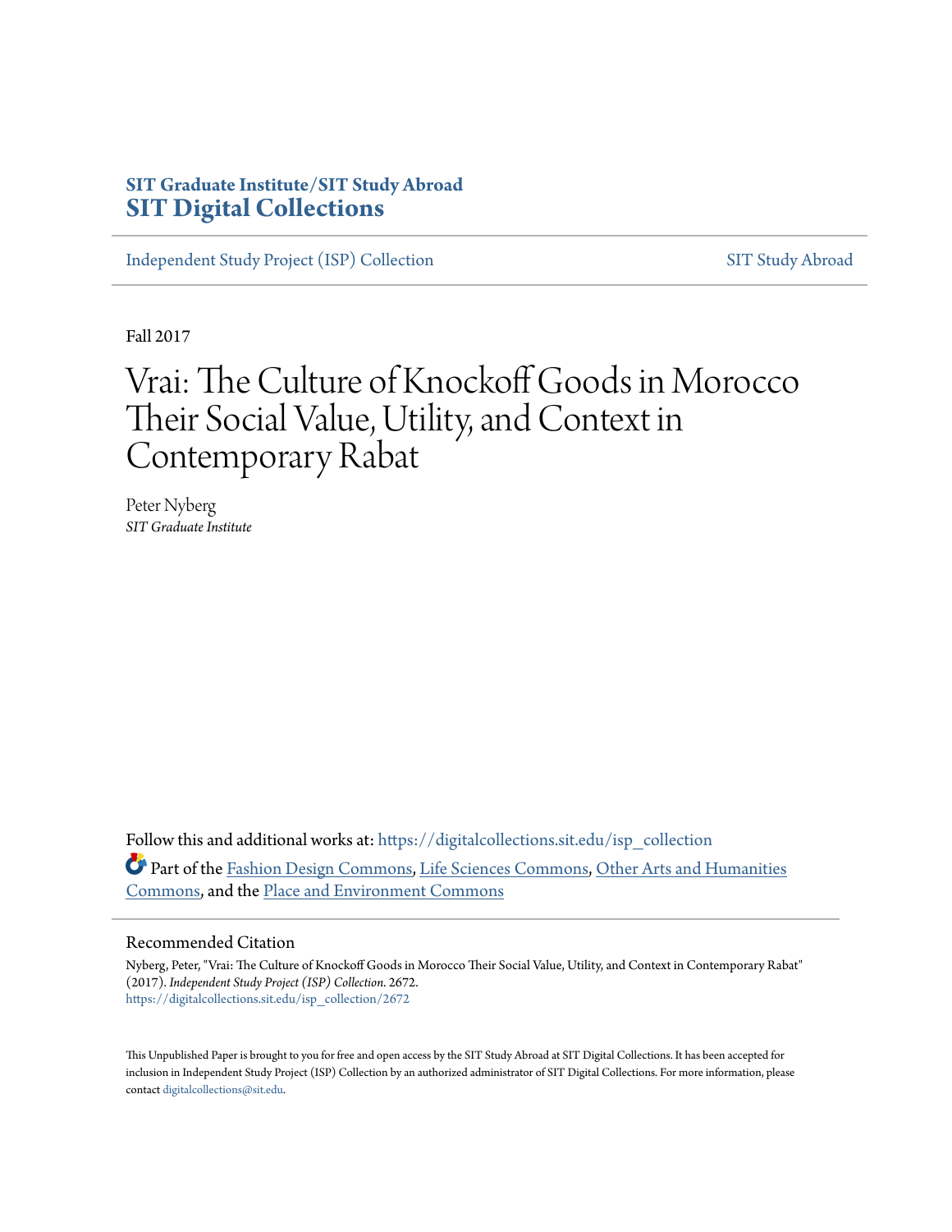SIT Graduate Institute/SIT Study Abroad

**SIT Digital Collections**

Independent Study Project (ISP) Collection

SIT Study Abroad

Fall 2017

# Vrai: The Culture of Knockoff Goods in Morocco Their Social Value, Utility, and Context in Contemporary Rabat

Peter Nyberg

*SIT Graduate Institute*

Follow this and additional works at: https://digitalcollections.sit.edu/isp_collection

Part of the Fashion Design Commons, Life Sciences Commons, Other Arts and Humanities Commons, and the Place and Environment Commons

## Recommended Citation

Nyberg, Peter, "Vrai: The Culture of Knockoff Goods in Morocco Their Social Value, Utility, and Context in Contemporary Rabat" (2017). *Independent Study Project (ISP) Collection*. 2672.
https://digitalcollections.sit.edu/isp_collection/2672

This Unpublished Paper is brought to you for free and open access by the SIT Study Abroad at SIT Digital Collections. It has been accepted for inclusion in Independent Study Project (ISP) Collection by an authorized administrator of SIT Digital Collections. For more information, please contact digitalcollections@sit.edu.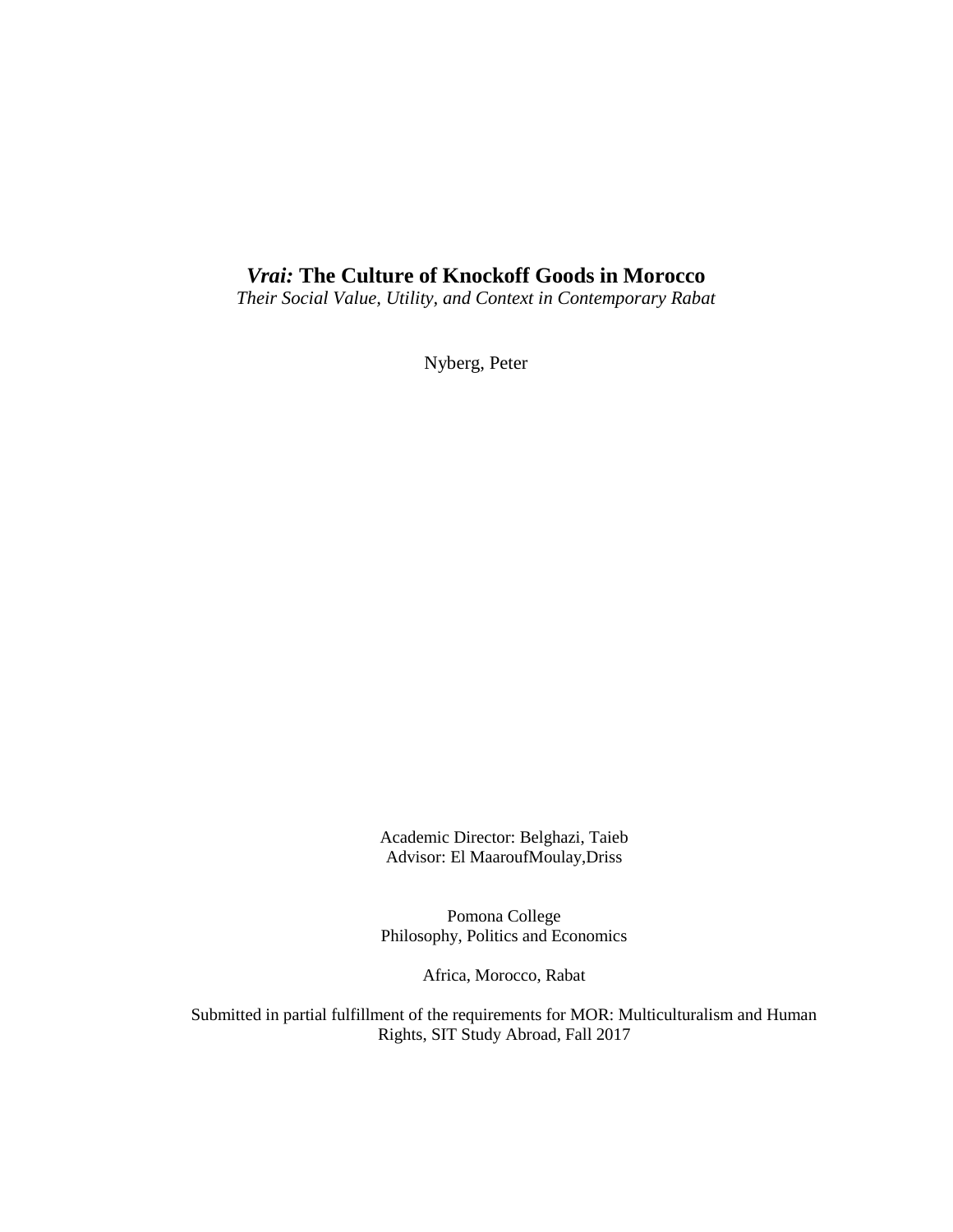# ***Vrai:*** **The Culture of Knockoff Goods in Morocco**

*Their Social Value, Utility, and Context in Contemporary Rabat*

Nyberg, Peter

Academic Director: Belghazi, Taieb
Advisor: El MaaroufMoulay,Driss

Pomona College
Philosophy, Politics and Economics

Africa, Morocco, Rabat

Submitted in partial fulfillment of the requirements for MOR: Multiculturalism and Human Rights, SIT Study Abroad, Fall 2017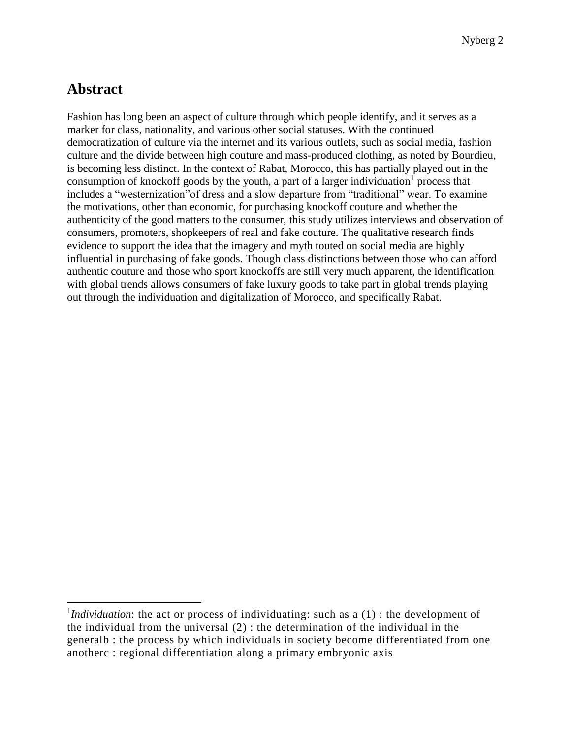## Abstract

Fashion has long been an aspect of culture through which people identify, and it serves as a marker for class, nationality, and various other social statuses. With the continued democratization of culture via the internet and its various outlets, such as social media, fashion culture and the divide between high couture and mass-produced clothing, as noted by Bourdieu, is becoming less distinct. In the context of Rabat, Morocco, this has partially played out in the consumption of knockoff goods by the youth, a part of a larger individuation[1] process that includes a "westernization"of dress and a slow departure from "traditional" wear. To examine the motivations, other than economic, for purchasing knockoff couture and whether the authenticity of the good matters to the consumer, this study utilizes interviews and observation of consumers, promoters, shopkeepers of real and fake couture. The qualitative research finds evidence to support the idea that the imagery and myth touted on social media are highly influential in purchasing of fake goods. Though class distinctions between those who can afford authentic couture and those who sport knockoffs are still very much apparent, the identification with global trends allows consumers of fake luxury goods to take part in global trends playing out through the individuation and digitalization of Morocco, and specifically Rabat.

---

[1] *Individuation*: the act or process of individuating: such as a (1) : the development of the individual from the universal (2) : the determination of the individual in the generalb : the process by which individuals in society become differentiated from one anotherc : regional differentiation along a primary embryonic axis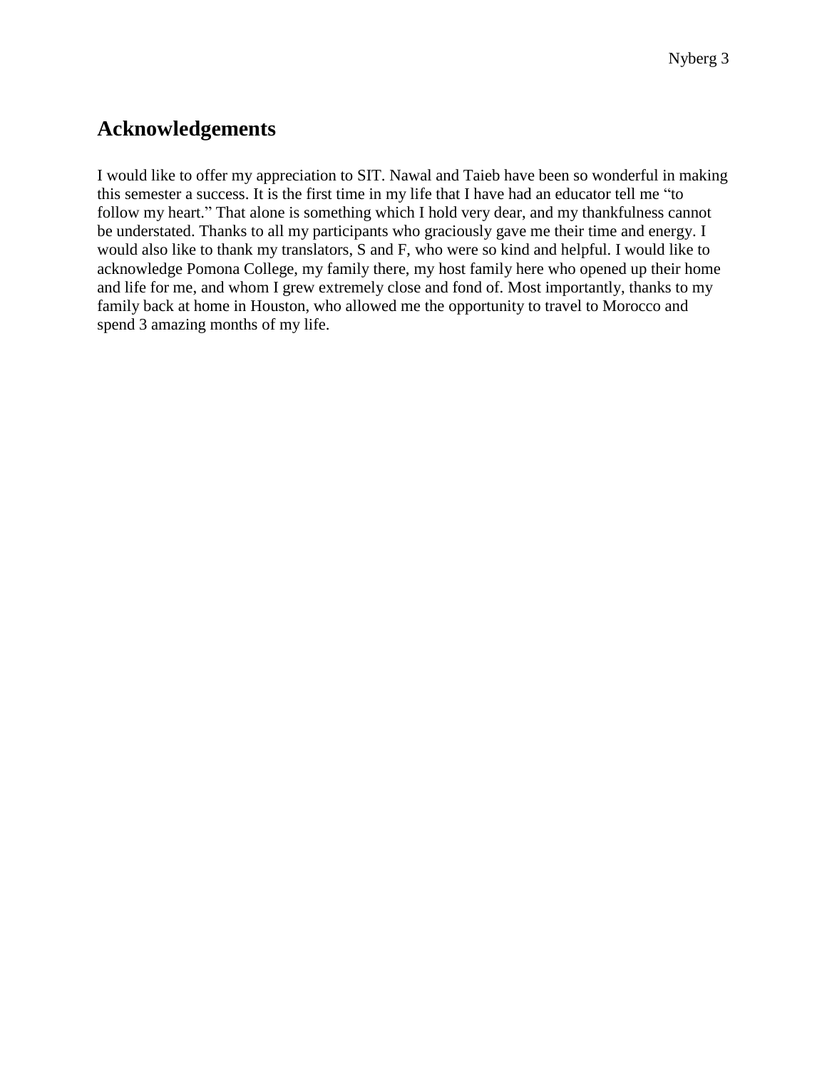## Acknowledgements

I would like to offer my appreciation to SIT. Nawal and Taieb have been so wonderful in making this semester a success. It is the first time in my life that I have had an educator tell me "to follow my heart." That alone is something which I hold very dear, and my thankfulness cannot be understated. Thanks to all my participants who graciously gave me their time and energy. I would also like to thank my translators, S and F, who were so kind and helpful. I would like to acknowledge Pomona College, my family there, my host family here who opened up their home and life for me, and whom I grew extremely close and fond of. Most importantly, thanks to my family back at home in Houston, who allowed me the opportunity to travel to Morocco and spend 3 amazing months of my life.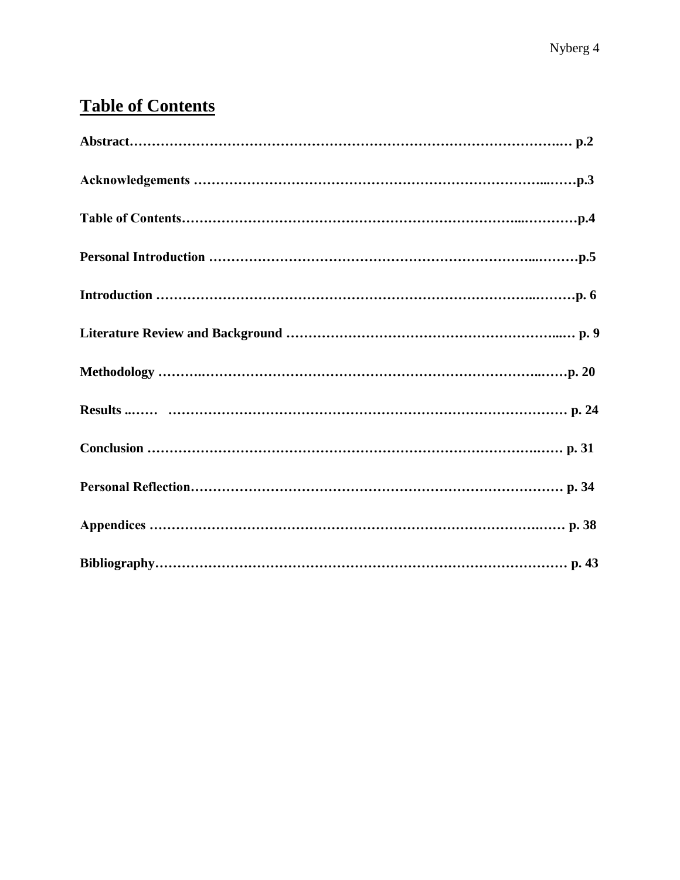# Table of Contents

**Abstract……………………………………………………………………………………… p.2**

**Acknowledgements ……………………………………………………………………p.3**

**Table of Contents………………………………………………………………………p.4**

**Personal Introduction ……………………………………………………………………p.5**

**Introduction ………………………………………………………………………………p. 6**

**Literature Review and Background ……………………………………………………… p. 9**

**Methodology ……………………………………………………………………………p. 20**

**Results ..…… ……………………………………………………………………………… p. 24**

**Conclusion ………………………………………………………………………………… p. 31**

**Personal Reflection………………………………………………………………………… p. 34**

**Appendices ………………………………………………………………………………… p. 38**

**Bibliography………………………………………………………………………………… p. 43**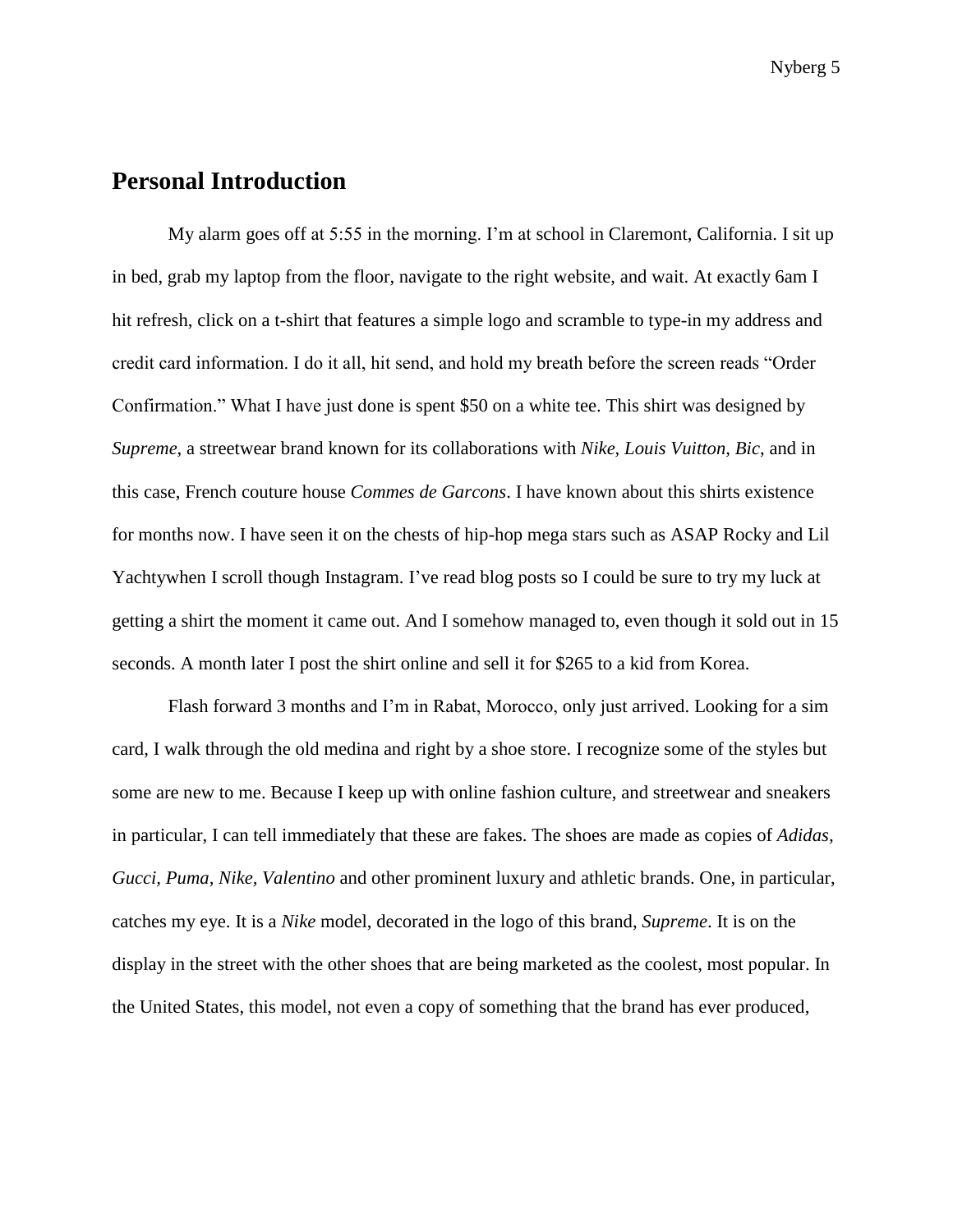## Personal Introduction

My alarm goes off at 5:55 in the morning. I'm at school in Claremont, California. I sit up in bed, grab my laptop from the floor, navigate to the right website, and wait. At exactly 6am I hit refresh, click on a t-shirt that features a simple logo and scramble to type-in my address and credit card information. I do it all, hit send, and hold my breath before the screen reads "Order Confirmation." What I have just done is spent $50 on a white tee. This shirt was designed by *Supreme*, a streetwear brand known for its collaborations with *Nike, Louis Vuitton, Bic*, and in this case, French couture house *Commes de Garcons*. I have known about this shirts existence for months now. I have seen it on the chests of hip-hop mega stars such as ASAP Rocky and Lil Yachtywhen I scroll though Instagram. I've read blog posts so I could be sure to try my luck at getting a shirt the moment it came out. And I somehow managed to, even though it sold out in 15 seconds. A month later I post the shirt online and sell it for $265 to a kid from Korea.

Flash forward 3 months and I'm in Rabat, Morocco, only just arrived. Looking for a sim card, I walk through the old medina and right by a shoe store. I recognize some of the styles but some are new to me. Because I keep up with online fashion culture, and streetwear and sneakers in particular, I can tell immediately that these are fakes. The shoes are made as copies of *Adidas, Gucci, Puma, Nike, Valentino* and other prominent luxury and athletic brands. One, in particular, catches my eye. It is a *Nike* model, decorated in the logo of this brand, *Supreme*. It is on the display in the street with the other shoes that are being marketed as the coolest, most popular. In the United States, this model, not even a copy of something that the brand has ever produced,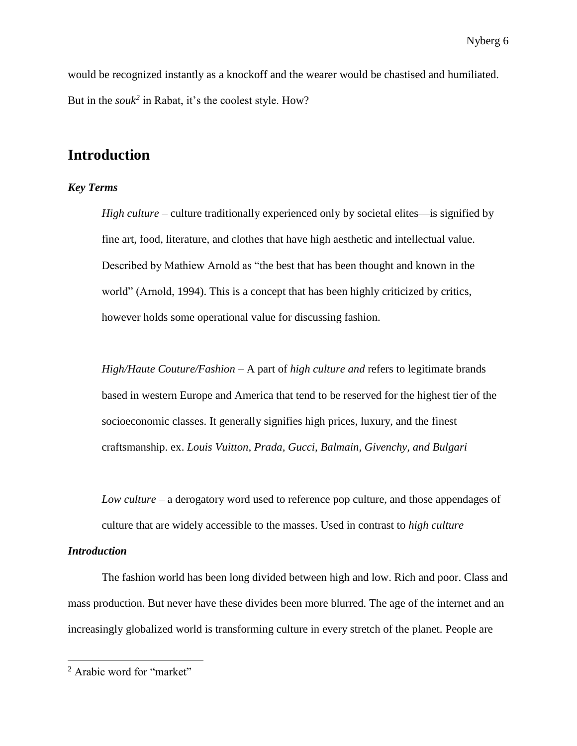would be recognized instantly as a knockoff and the wearer would be chastised and humiliated. But in the *souk*[2] in Rabat, it's the coolest style. How?

## Introduction

### *Key Terms*

> *High culture* – culture traditionally experienced only by societal elites—is signified by fine art, food, literature, and clothes that have high aesthetic and intellectual value. Described by Mathiew Arnold as "the best that has been thought and known in the world" (Arnold, 1994). This is a concept that has been highly criticized by critics, however holds some operational value for discussing fashion.
>
> *High/Haute Couture/Fashion* – A part of *high culture and* refers to legitimate brands based in western Europe and America that tend to be reserved for the highest tier of the socioeconomic classes. It generally signifies high prices, luxury, and the finest craftsmanship. ex. *Louis Vuitton, Prada, Gucci, Balmain, Givenchy, and Bulgari*
>
> *Low culture* – a derogatory word used to reference pop culture, and those appendages of culture that are widely accessible to the masses. Used in contrast to *high culture*

### *Introduction*

The fashion world has been long divided between high and low. Rich and poor. Class and mass production. But never have these divides been more blurred. The age of the internet and an increasingly globalized world is transforming culture in every stretch of the planet. People are

---

[2] Arabic word for "market"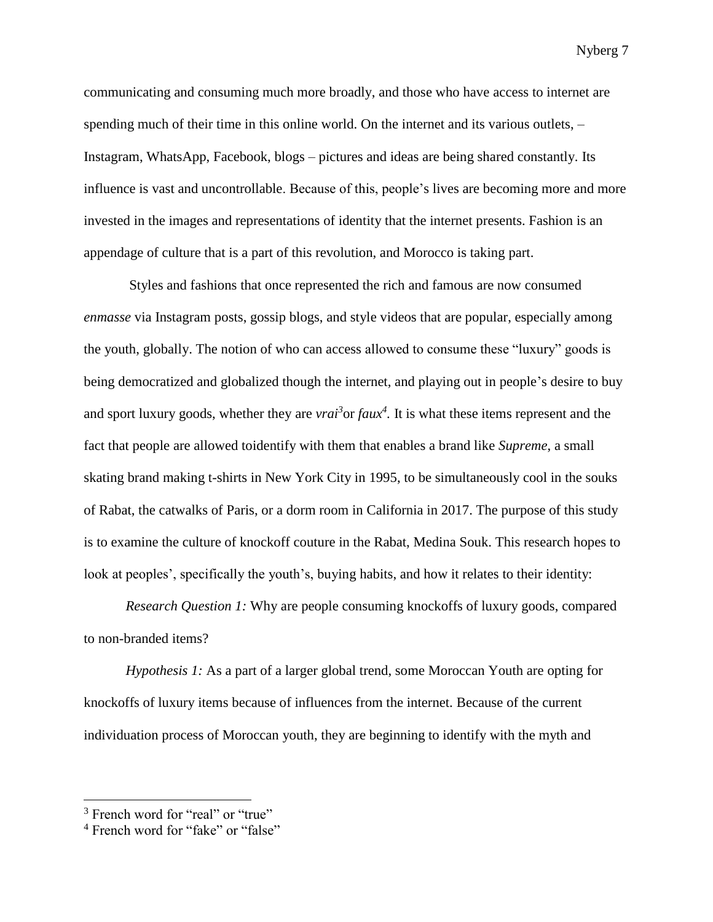communicating and consuming much more broadly, and those who have access to internet are spending much of their time in this online world. On the internet and its various outlets, – Instagram, WhatsApp, Facebook, blogs – pictures and ideas are being shared constantly. Its influence is vast and uncontrollable. Because of this, people's lives are becoming more and more invested in the images and representations of identity that the internet presents. Fashion is an appendage of culture that is a part of this revolution, and Morocco is taking part.

Styles and fashions that once represented the rich and famous are now consumed *enmasse* via Instagram posts, gossip blogs, and style videos that are popular, especially among the youth, globally. The notion of who can access allowed to consume these "luxury" goods is being democratized and globalized though the internet, and playing out in people's desire to buy and sport luxury goods, whether they are *vrai*[3]or *faux*[4]. It is what these items represent and the fact that people are allowed toidentify with them that enables a brand like *Supreme*, a small skating brand making t-shirts in New York City in 1995, to be simultaneously cool in the souks of Rabat, the catwalks of Paris, or a dorm room in California in 2017. The purpose of this study is to examine the culture of knockoff couture in the Rabat, Medina Souk. This research hopes to look at peoples', specifically the youth's, buying habits, and how it relates to their identity:

*Research Question 1:* Why are people consuming knockoffs of luxury goods, compared to non-branded items?

*Hypothesis 1:* As a part of a larger global trend, some Moroccan Youth are opting for knockoffs of luxury items because of influences from the internet. Because of the current individuation process of Moroccan youth, they are beginning to identify with the myth and

---

[3] French word for "real" or "true"

[4] French word for "fake" or "false"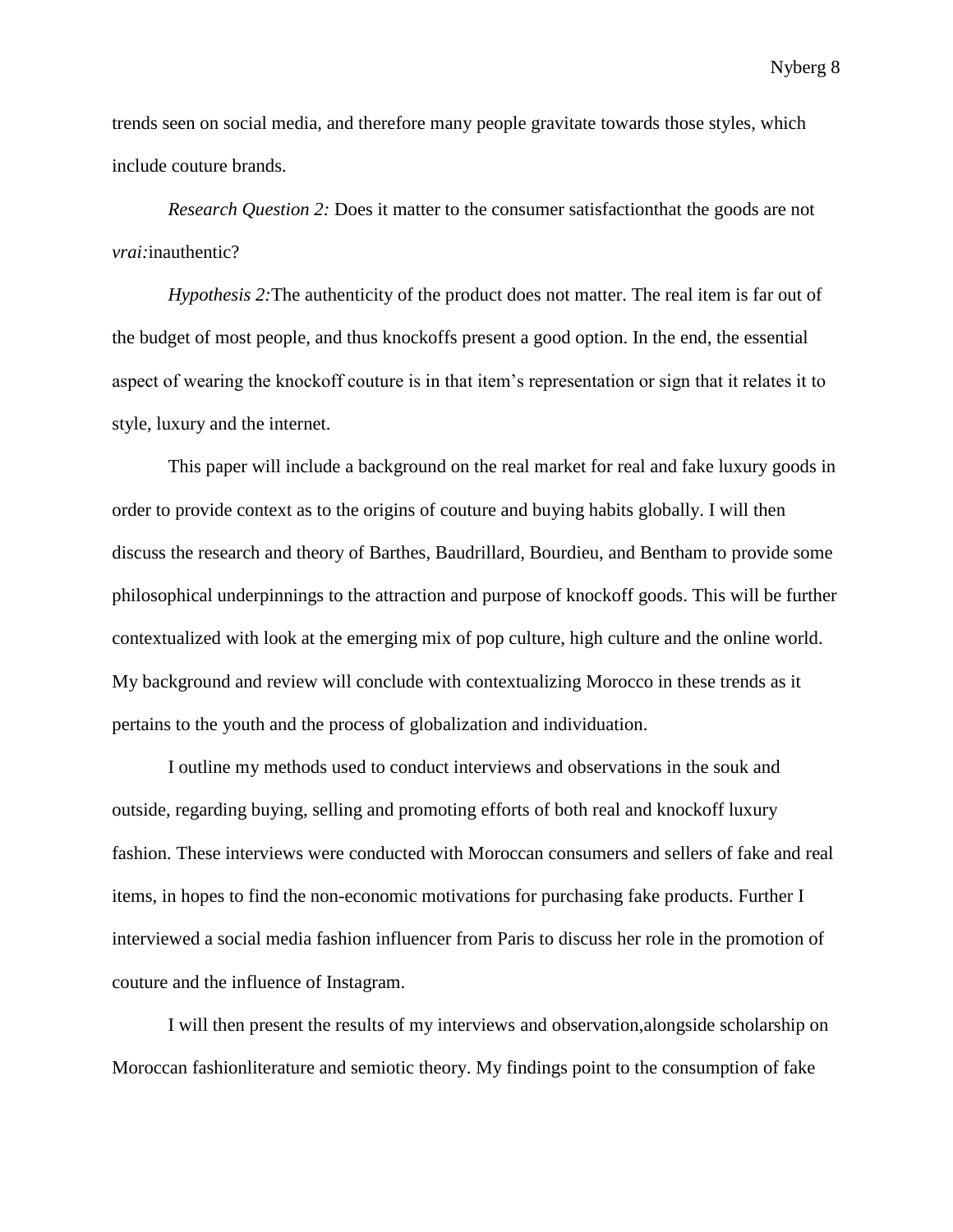trends seen on social media, and therefore many people gravitate towards those styles, which include couture brands.

*Research Question 2:* Does it matter to the consumer satisfactionthat the goods are not *vrai:*inauthentic?

*Hypothesis 2:*The authenticity of the product does not matter. The real item is far out of the budget of most people, and thus knockoffs present a good option. In the end, the essential aspect of wearing the knockoff couture is in that item's representation or sign that it relates it to style, luxury and the internet.

This paper will include a background on the real market for real and fake luxury goods in order to provide context as to the origins of couture and buying habits globally. I will then discuss the research and theory of Barthes, Baudrillard, Bourdieu, and Bentham to provide some philosophical underpinnings to the attraction and purpose of knockoff goods. This will be further contextualized with look at the emerging mix of pop culture, high culture and the online world. My background and review will conclude with contextualizing Morocco in these trends as it pertains to the youth and the process of globalization and individuation.

I outline my methods used to conduct interviews and observations in the souk and outside, regarding buying, selling and promoting efforts of both real and knockoff luxury fashion. These interviews were conducted with Moroccan consumers and sellers of fake and real items, in hopes to find the non-economic motivations for purchasing fake products. Further I interviewed a social media fashion influencer from Paris to discuss her role in the promotion of couture and the influence of Instagram.

I will then present the results of my interviews and observation,alongside scholarship on Moroccan fashionliterature and semiotic theory. My findings point to the consumption of fake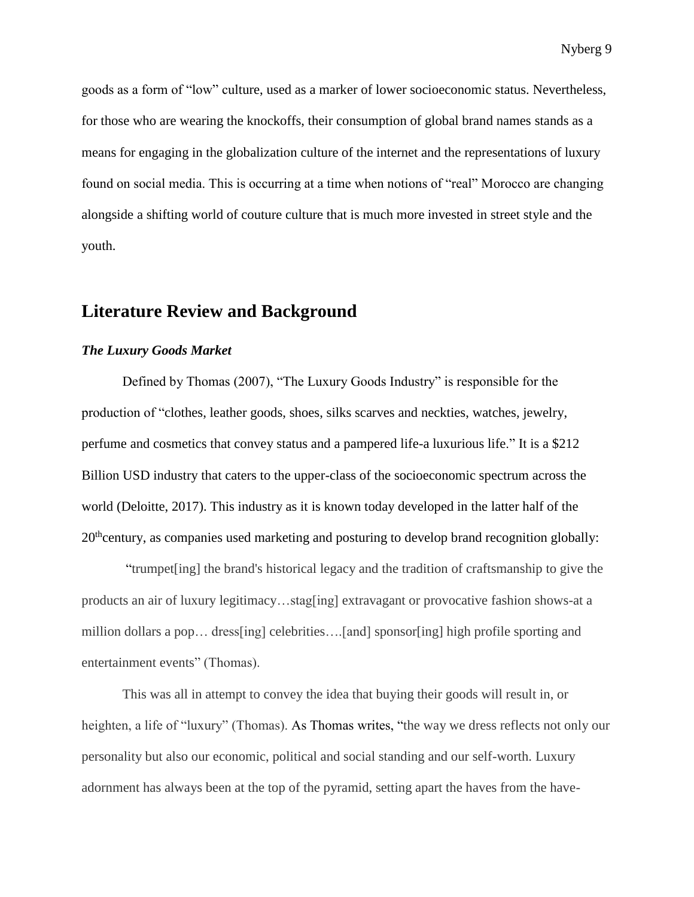goods as a form of "low" culture, used as a marker of lower socioeconomic status. Nevertheless, for those who are wearing the knockoffs, their consumption of global brand names stands as a means for engaging in the globalization culture of the internet and the representations of luxury found on social media. This is occurring at a time when notions of "real" Morocco are changing alongside a shifting world of couture culture that is much more invested in street style and the youth.

## Literature Review and Background

### *The Luxury Goods Market*

Defined by Thomas (2007), "The Luxury Goods Industry" is responsible for the production of "clothes, leather goods, shoes, silks scarves and neckties, watches, jewelry, perfume and cosmetics that convey status and a pampered life-a luxurious life." It is a $212 Billion USD industry that caters to the upper-class of the socioeconomic spectrum across the world (Deloitte, 2017). This industry as it is known today developed in the latter half of the 20th century, as companies used marketing and posturing to develop brand recognition globally:

"trumpet[ing] the brand's historical legacy and the tradition of craftsmanship to give the products an air of luxury legitimacy…stag[ing] extravagant or provocative fashion shows-at a million dollars a pop… dress[ing] celebrities….[and] sponsor[ing] high profile sporting and entertainment events" (Thomas).

This was all in attempt to convey the idea that buying their goods will result in, or heighten, a life of "luxury" (Thomas). As Thomas writes, "the way we dress reflects not only our personality but also our economic, political and social standing and our self-worth. Luxury adornment has always been at the top of the pyramid, setting apart the haves from the have-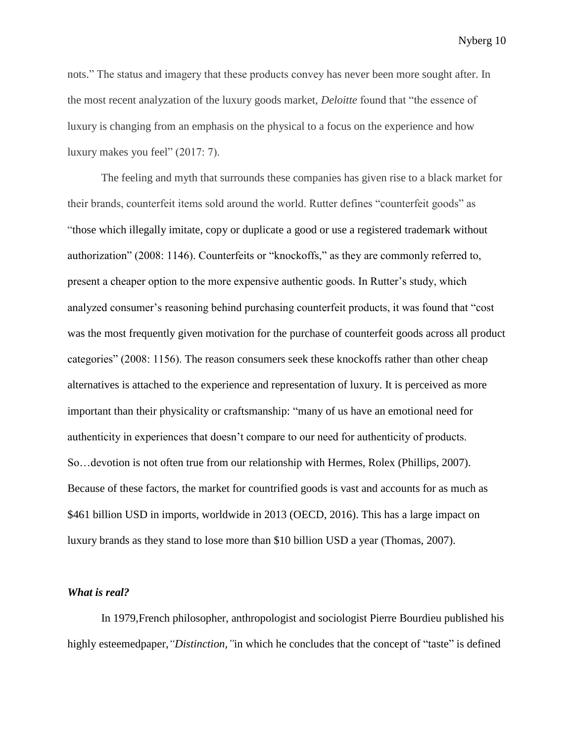nots." The status and imagery that these products convey has never been more sought after. In the most recent analyzation of the luxury goods market, *Deloitte* found that "the essence of luxury is changing from an emphasis on the physical to a focus on the experience and how luxury makes you feel" (2017: 7).

The feeling and myth that surrounds these companies has given rise to a black market for their brands, counterfeit items sold around the world. Rutter defines "counterfeit goods" as "those which illegally imitate, copy or duplicate a good or use a registered trademark without authorization" (2008: 1146). Counterfeits or "knockoffs," as they are commonly referred to, present a cheaper option to the more expensive authentic goods. In Rutter's study, which analyzed consumer's reasoning behind purchasing counterfeit products, it was found that "cost was the most frequently given motivation for the purchase of counterfeit goods across all product categories" (2008: 1156). The reason consumers seek these knockoffs rather than other cheap alternatives is attached to the experience and representation of luxury. It is perceived as more important than their physicality or craftsmanship: "many of us have an emotional need for authenticity in experiences that doesn't compare to our need for authenticity of products. So…devotion is not often true from our relationship with Hermes, Rolex (Phillips, 2007). Because of these factors, the market for countrified goods is vast and accounts for as much as $461 billion USD in imports, worldwide in 2013 (OECD, 2016). This has a large impact on luxury brands as they stand to lose more than $10 billion USD a year (Thomas, 2007).

### *What is real?*

In 1979,French philosopher, anthropologist and sociologist Pierre Bourdieu published his highly esteemedpaper,*"Distinction,"*in which he concludes that the concept of "taste" is defined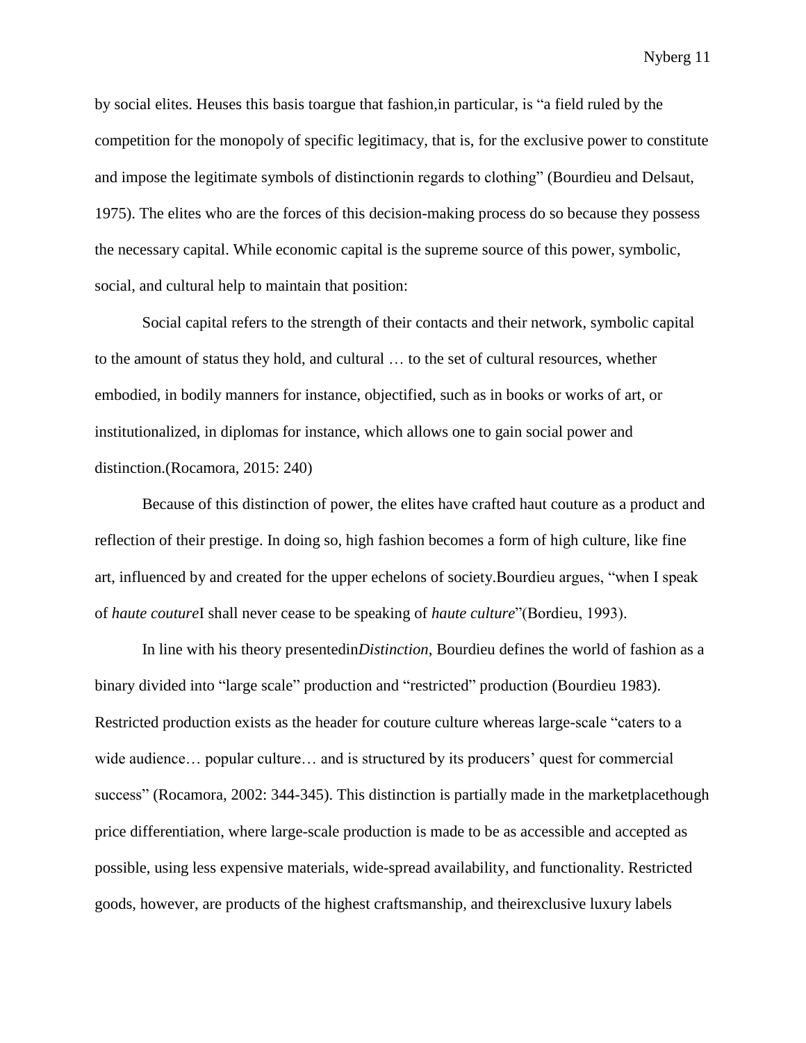by social elites. Heuses this basis toargue that fashion,in particular, is "a field ruled by the competition for the monopoly of specific legitimacy, that is, for the exclusive power to constitute and impose the legitimate symbols of distinctionin regards to clothing" (Bourdieu and Delsaut, 1975). The elites who are the forces of this decision-making process do so because they possess the necessary capital. While economic capital is the supreme source of this power, symbolic, social, and cultural help to maintain that position:

> Social capital refers to the strength of their contacts and their network, symbolic capital to the amount of status they hold, and cultural … to the set of cultural resources, whether embodied, in bodily manners for instance, objectified, such as in books or works of art, or institutionalized, in diplomas for instance, which allows one to gain social power and distinction.(Rocamora, 2015: 240)

Because of this distinction of power, the elites have crafted haut couture as a product and reflection of their prestige. In doing so, high fashion becomes a form of high culture, like fine art, influenced by and created for the upper echelons of society.Bourdieu argues, "when I speak of *haute couture*I shall never cease to be speaking of *haute culture*"(Bordieu, 1993).

In line with his theory presentedin*Distinction*, Bourdieu defines the world of fashion as a binary divided into "large scale" production and "restricted" production (Bourdieu 1983). Restricted production exists as the header for couture culture whereas large-scale "caters to a wide audience… popular culture… and is structured by its producers' quest for commercial success" (Rocamora, 2002: 344-345). This distinction is partially made in the marketplacethough price differentiation, where large-scale production is made to be as accessible and accepted as possible, using less expensive materials, wide-spread availability, and functionality. Restricted goods, however, are products of the highest craftsmanship, and theirexclusive luxury labels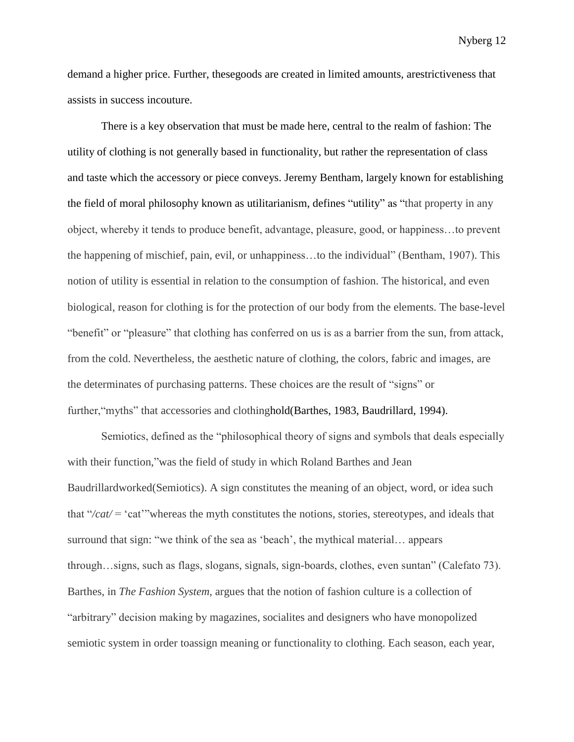demand a higher price. Further, thesegoods are created in limited amounts, arestrictiveness that assists in success incouture.

There is a key observation that must be made here, central to the realm of fashion: The utility of clothing is not generally based in functionality, but rather the representation of class and taste which the accessory or piece conveys. Jeremy Bentham, largely known for establishing the field of moral philosophy known as utilitarianism, defines "utility" as "that property in any object, whereby it tends to produce benefit, advantage, pleasure, good, or happiness…to prevent the happening of mischief, pain, evil, or unhappiness…to the individual" (Bentham, 1907). This notion of utility is essential in relation to the consumption of fashion. The historical, and even biological, reason for clothing is for the protection of our body from the elements. The base-level "benefit" or "pleasure" that clothing has conferred on us is as a barrier from the sun, from attack, from the cold. Nevertheless, the aesthetic nature of clothing, the colors, fabric and images, are the determinates of purchasing patterns. These choices are the result of "signs" or further,"myths" that accessories and clothinghold(Barthes, 1983, Baudrillard, 1994).

Semiotics, defined as the "philosophical theory of signs and symbols that deals especially with their function,"was the field of study in which Roland Barthes and Jean Baudrillardworked(Semiotics). A sign constitutes the meaning of an object, word, or idea such that "*/cat/* = 'cat'"whereas the myth constitutes the notions, stories, stereotypes, and ideals that surround that sign: "we think of the sea as 'beach', the mythical material… appears through…signs, such as flags, slogans, signals, sign-boards, clothes, even suntan" (Calefato 73). Barthes, in *The Fashion System,* argues that the notion of fashion culture is a collection of "arbitrary" decision making by magazines, socialites and designers who have monopolized semiotic system in order toassign meaning or functionality to clothing. Each season, each year,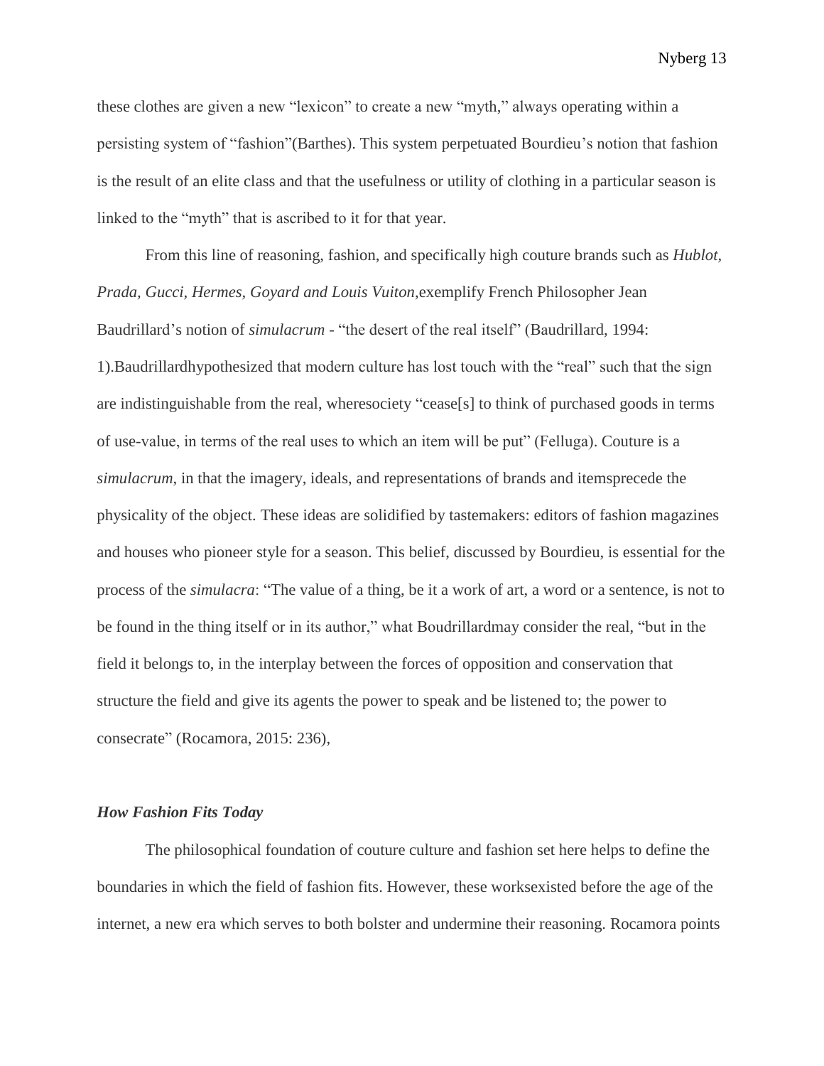these clothes are given a new "lexicon" to create a new "myth," always operating within a persisting system of "fashion"(Barthes). This system perpetuated Bourdieu's notion that fashion is the result of an elite class and that the usefulness or utility of clothing in a particular season is linked to the "myth" that is ascribed to it for that year.

From this line of reasoning, fashion, and specifically high couture brands such as *Hublot, Prada, Gucci, Hermes, Goyard and Louis Vuiton*,exemplify French Philosopher Jean Baudrillard's notion of *simulacrum* - "the desert of the real itself" (Baudrillard, 1994: 1).Baudrillardhypothesized that modern culture has lost touch with the "real" such that the sign are indistinguishable from the real, wheresociety "cease[s] to think of purchased goods in terms of use-value, in terms of the real uses to which an item will be put" (Felluga). Couture is a *simulacrum*, in that the imagery, ideals, and representations of brands and itemsprecede the physicality of the object. These ideas are solidified by tastemakers: editors of fashion magazines and houses who pioneer style for a season. This belief, discussed by Bourdieu, is essential for the process of the *simulacra*: "The value of a thing, be it a work of art, a word or a sentence, is not to be found in the thing itself or in its author," what Boudrillardmay consider the real, "but in the field it belongs to, in the interplay between the forces of opposition and conservation that structure the field and give its agents the power to speak and be listened to; the power to consecrate" (Rocamora, 2015: 236),

### *How Fashion Fits Today*

The philosophical foundation of couture culture and fashion set here helps to define the boundaries in which the field of fashion fits. However, these worksexisted before the age of the internet, a new era which serves to both bolster and undermine their reasoning. Rocamora points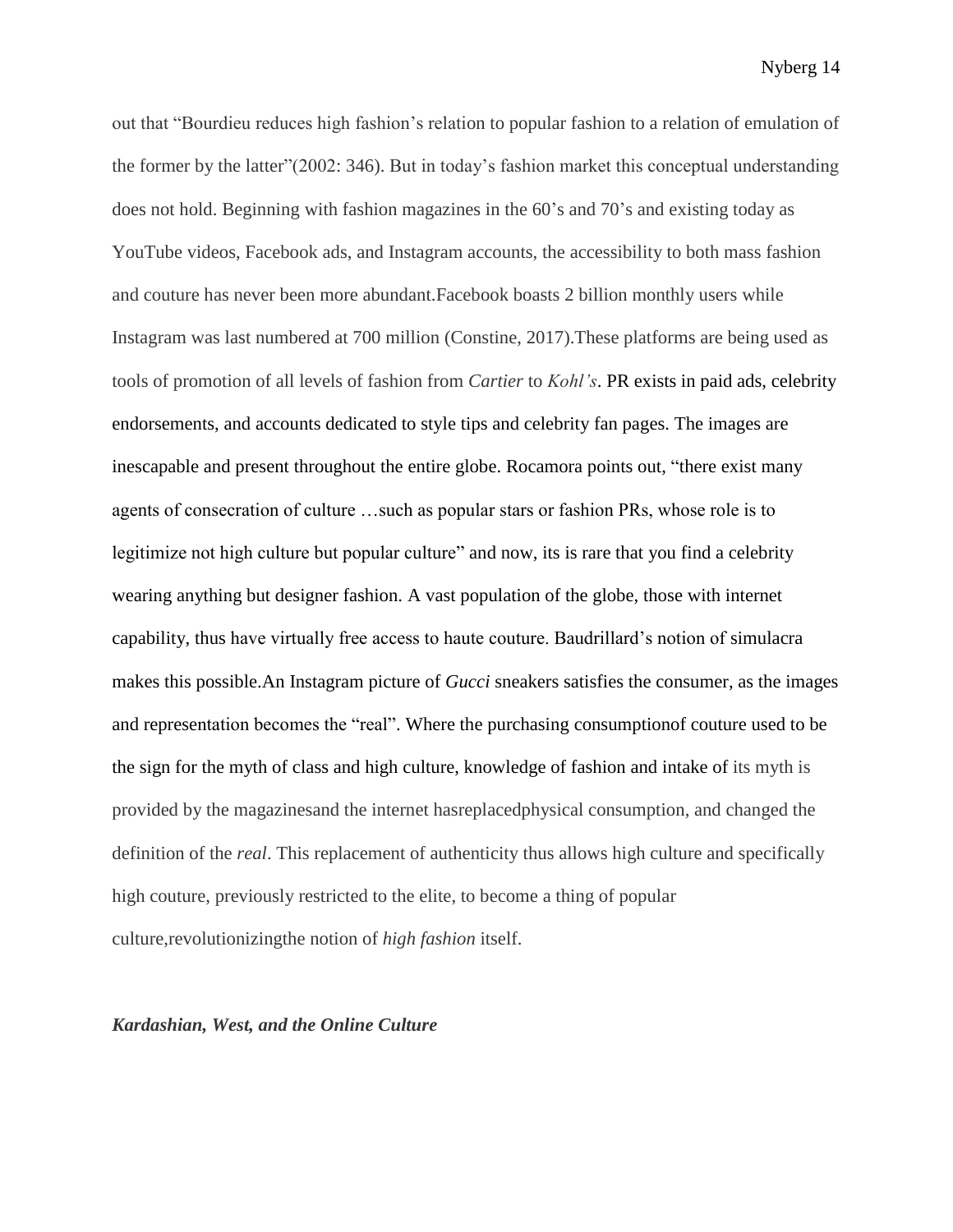out that "Bourdieu reduces high fashion's relation to popular fashion to a relation of emulation of the former by the latter"(2002: 346). But in today's fashion market this conceptual understanding does not hold. Beginning with fashion magazines in the 60's and 70's and existing today as YouTube videos, Facebook ads, and Instagram accounts, the accessibility to both mass fashion and couture has never been more abundant.Facebook boasts 2 billion monthly users while Instagram was last numbered at 700 million (Constine, 2017).These platforms are being used as tools of promotion of all levels of fashion from *Cartier* to *Kohl's*. PR exists in paid ads, celebrity endorsements, and accounts dedicated to style tips and celebrity fan pages. The images are inescapable and present throughout the entire globe. Rocamora points out, "there exist many agents of consecration of culture …such as popular stars or fashion PRs, whose role is to legitimize not high culture but popular culture" and now, its is rare that you find a celebrity wearing anything but designer fashion. A vast population of the globe, those with internet capability, thus have virtually free access to haute couture. Baudrillard's notion of simulacra makes this possible.An Instagram picture of *Gucci* sneakers satisfies the consumer, as the images and representation becomes the "real". Where the purchasing consumptionof couture used to be the sign for the myth of class and high culture, knowledge of fashion and intake of its myth is provided by the magazinesand the internet hasreplacedphysical consumption, and changed the definition of the *real*. This replacement of authenticity thus allows high culture and specifically high couture, previously restricted to the elite, to become a thing of popular culture,revolutionizingthe notion of *high fashion* itself.

### ***Kardashian, West, and the Online Culture***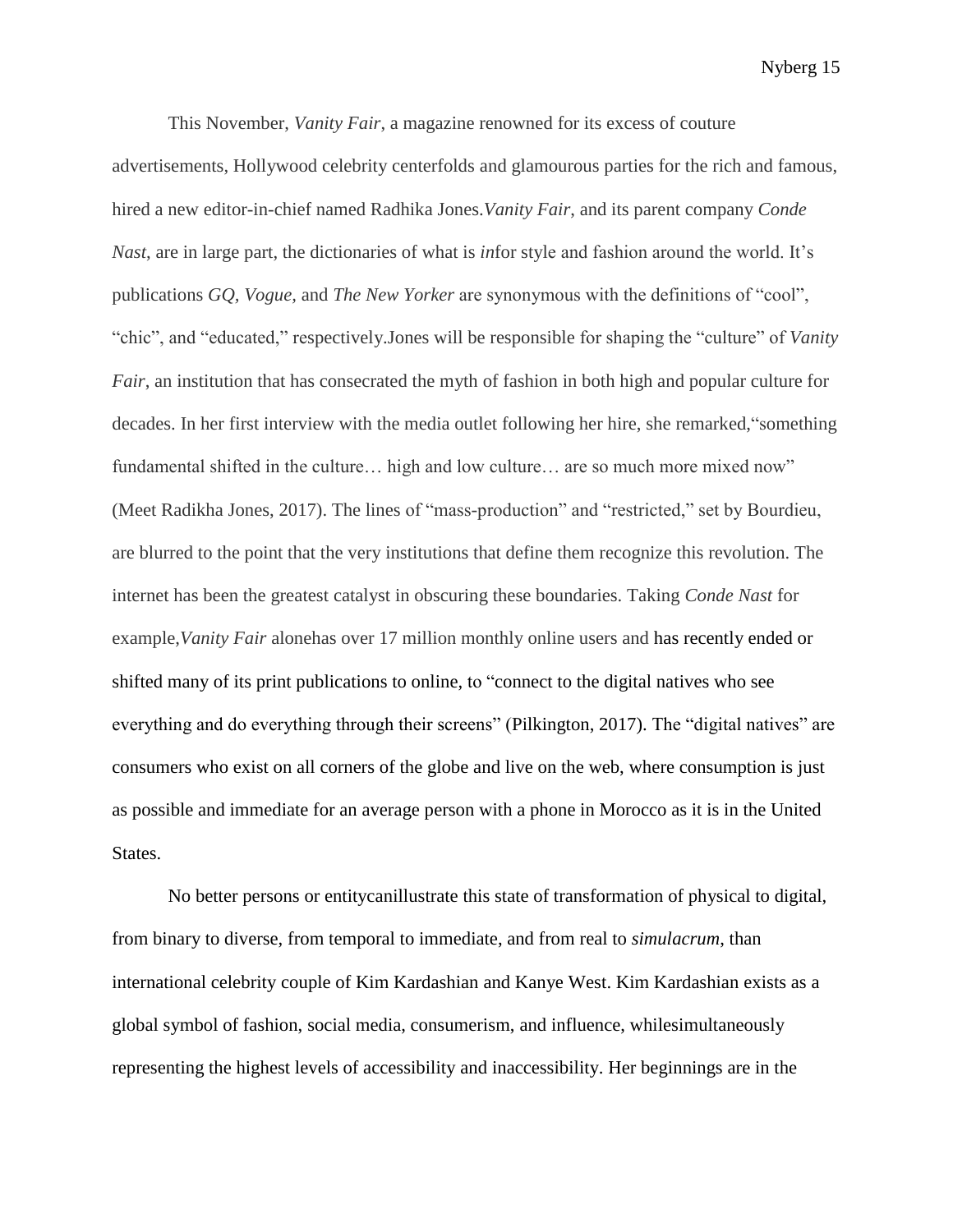This November, *Vanity Fair*, a magazine renowned for its excess of couture advertisements, Hollywood celebrity centerfolds and glamourous parties for the rich and famous, hired a new editor-in-chief named Radhika Jones.*Vanity Fair*, and its parent company *Conde Nast*, are in large part, the dictionaries of what is *in*for style and fashion around the world. It's publications *GQ*, *Vogue*, and *The New Yorker* are synonymous with the definitions of "cool", "chic", and "educated," respectively.Jones will be responsible for shaping the "culture" of *Vanity Fair*, an institution that has consecrated the myth of fashion in both high and popular culture for decades. In her first interview with the media outlet following her hire, she remarked,"something fundamental shifted in the culture… high and low culture… are so much more mixed now" (Meet Radikha Jones, 2017). The lines of "mass-production" and "restricted," set by Bourdieu, are blurred to the point that the very institutions that define them recognize this revolution. The internet has been the greatest catalyst in obscuring these boundaries. Taking *Conde Nast* for example,*Vanity Fair* alonehas over 17 million monthly online users and has recently ended or shifted many of its print publications to online, to "connect to the digital natives who see everything and do everything through their screens" (Pilkington, 2017). The "digital natives" are consumers who exist on all corners of the globe and live on the web, where consumption is just as possible and immediate for an average person with a phone in Morocco as it is in the United States.

No better persons or entitycanillustrate this state of transformation of physical to digital, from binary to diverse, from temporal to immediate, and from real to *simulacrum*, than international celebrity couple of Kim Kardashian and Kanye West. Kim Kardashian exists as a global symbol of fashion, social media, consumerism, and influence, whilesimultaneously representing the highest levels of accessibility and inaccessibility. Her beginnings are in the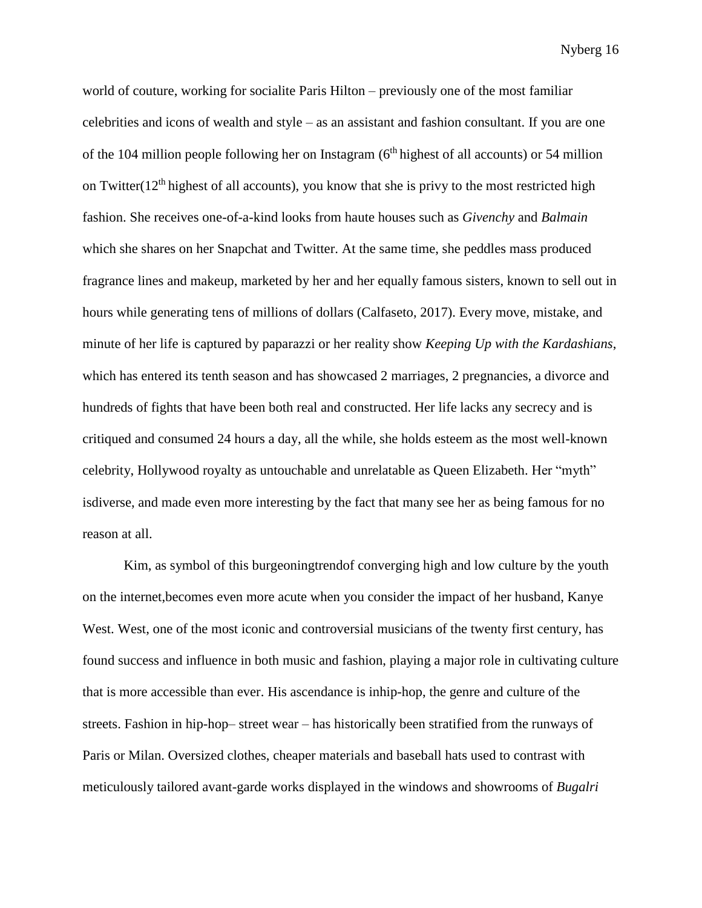world of couture, working for socialite Paris Hilton – previously one of the most familiar celebrities and icons of wealth and style – as an assistant and fashion consultant. If you are one of the 104 million people following her on Instagram (6th highest of all accounts) or 54 million on Twitter(12th highest of all accounts), you know that she is privy to the most restricted high fashion. She receives one-of-a-kind looks from haute houses such as *Givenchy* and *Balmain* which she shares on her Snapchat and Twitter. At the same time, she peddles mass produced fragrance lines and makeup, marketed by her and her equally famous sisters, known to sell out in hours while generating tens of millions of dollars (Calfaseto, 2017). Every move, mistake, and minute of her life is captured by paparazzi or her reality show *Keeping Up with the Kardashians*, which has entered its tenth season and has showcased 2 marriages, 2 pregnancies, a divorce and hundreds of fights that have been both real and constructed. Her life lacks any secrecy and is critiqued and consumed 24 hours a day, all the while, she holds esteem as the most well-known celebrity, Hollywood royalty as untouchable and unrelatable as Queen Elizabeth. Her "myth" isdiverse, and made even more interesting by the fact that many see her as being famous for no reason at all.

Kim, as symbol of this burgeoningtrendof converging high and low culture by the youth on the internet,becomes even more acute when you consider the impact of her husband, Kanye West. West, one of the most iconic and controversial musicians of the twenty first century, has found success and influence in both music and fashion, playing a major role in cultivating culture that is more accessible than ever. His ascendance is inhip-hop, the genre and culture of the streets. Fashion in hip-hop– street wear – has historically been stratified from the runways of Paris or Milan. Oversized clothes, cheaper materials and baseball hats used to contrast with meticulously tailored avant-garde works displayed in the windows and showrooms of *Bugalri*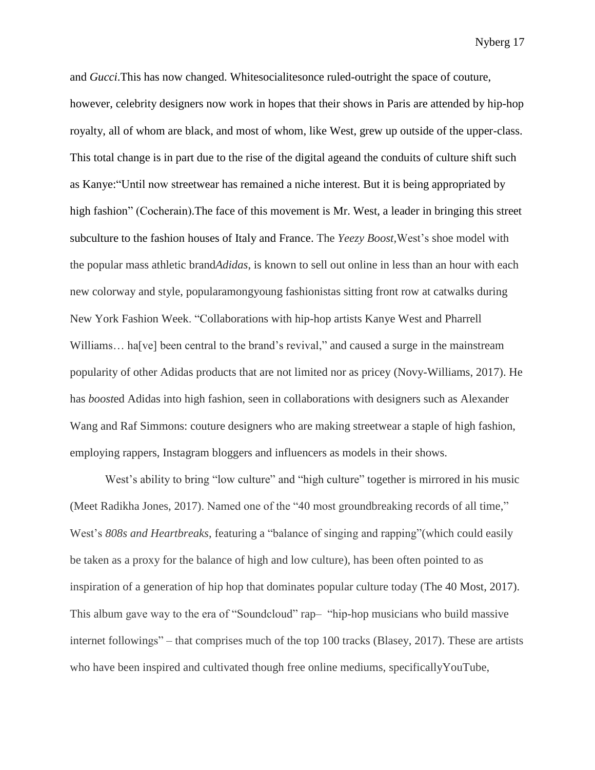and *Gucci*.This has now changed. Whitesocialitesonce ruled-outright the space of couture, however, celebrity designers now work in hopes that their shows in Paris are attended by hip-hop royalty, all of whom are black, and most of whom, like West, grew up outside of the upper-class. This total change is in part due to the rise of the digital ageand the conduits of culture shift such as Kanye:"Until now streetwear has remained a niche interest. But it is being appropriated by high fashion" (Cocherain).The face of this movement is Mr. West, a leader in bringing this street subculture to the fashion houses of Italy and France. The *Yeezy Boost*,West's shoe model with the popular mass athletic brand*Adidas*, is known to sell out online in less than an hour with each new colorway and style, popularamongyoung fashionistas sitting front row at catwalks during New York Fashion Week. "Collaborations with hip-hop artists Kanye West and Pharrell Williams… ha[ve] been central to the brand's revival," and caused a surge in the mainstream popularity of other Adidas products that are not limited nor as pricey (Novy-Williams, 2017). He has *boost*ed Adidas into high fashion, seen in collaborations with designers such as Alexander Wang and Raf Simmons: couture designers who are making streetwear a staple of high fashion, employing rappers, Instagram bloggers and influencers as models in their shows.

West's ability to bring "low culture" and "high culture" together is mirrored in his music (Meet Radikha Jones, 2017). Named one of the "40 most groundbreaking records of all time," West's *808s and Heartbreaks*, featuring a "balance of singing and rapping"(which could easily be taken as a proxy for the balance of high and low culture), has been often pointed to as inspiration of a generation of hip hop that dominates popular culture today (The 40 Most, 2017). This album gave way to the era of "Soundcloud" rap– "hip-hop musicians who build massive internet followings" – that comprises much of the top 100 tracks (Blasey, 2017). These are artists who have been inspired and cultivated though free online mediums, specificallyYouTube,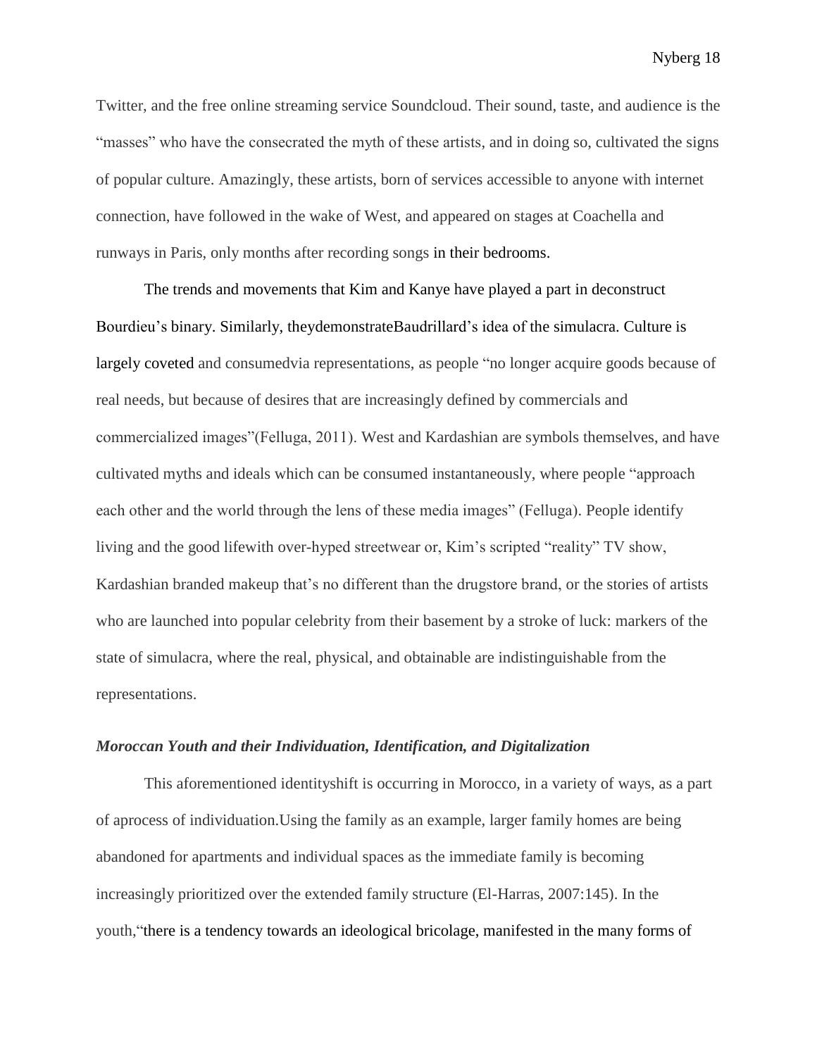Twitter, and the free online streaming service Soundcloud. Their sound, taste, and audience is the "masses" who have the consecrated the myth of these artists, and in doing so, cultivated the signs of popular culture. Amazingly, these artists, born of services accessible to anyone with internet connection, have followed in the wake of West, and appeared on stages at Coachella and runways in Paris, only months after recording songs in their bedrooms.

The trends and movements that Kim and Kanye have played a part in deconstruct Bourdieu's binary. Similarly, theydemonstrateBaudrillard's idea of the simulacra. Culture is largely coveted and consumedvia representations, as people "no longer acquire goods because of real needs, but because of desires that are increasingly defined by commercials and commercialized images"(Felluga, 2011). West and Kardashian are symbols themselves, and have cultivated myths and ideals which can be consumed instantaneously, where people "approach each other and the world through the lens of these media images" (Felluga). People identify living and the good lifewith over-hyped streetwear or, Kim's scripted "reality" TV show, Kardashian branded makeup that's no different than the drugstore brand, or the stories of artists who are launched into popular celebrity from their basement by a stroke of luck: markers of the state of simulacra, where the real, physical, and obtainable are indistinguishable from the representations.

### *Moroccan Youth and their Individuation, Identification, and Digitalization*

This aforementioned identityshift is occurring in Morocco, in a variety of ways, as a part of aprocess of individuation.Using the family as an example, larger family homes are being abandoned for apartments and individual spaces as the immediate family is becoming increasingly prioritized over the extended family structure (El-Harras, 2007:145). In the youth,"there is a tendency towards an ideological bricolage, manifested in the many forms of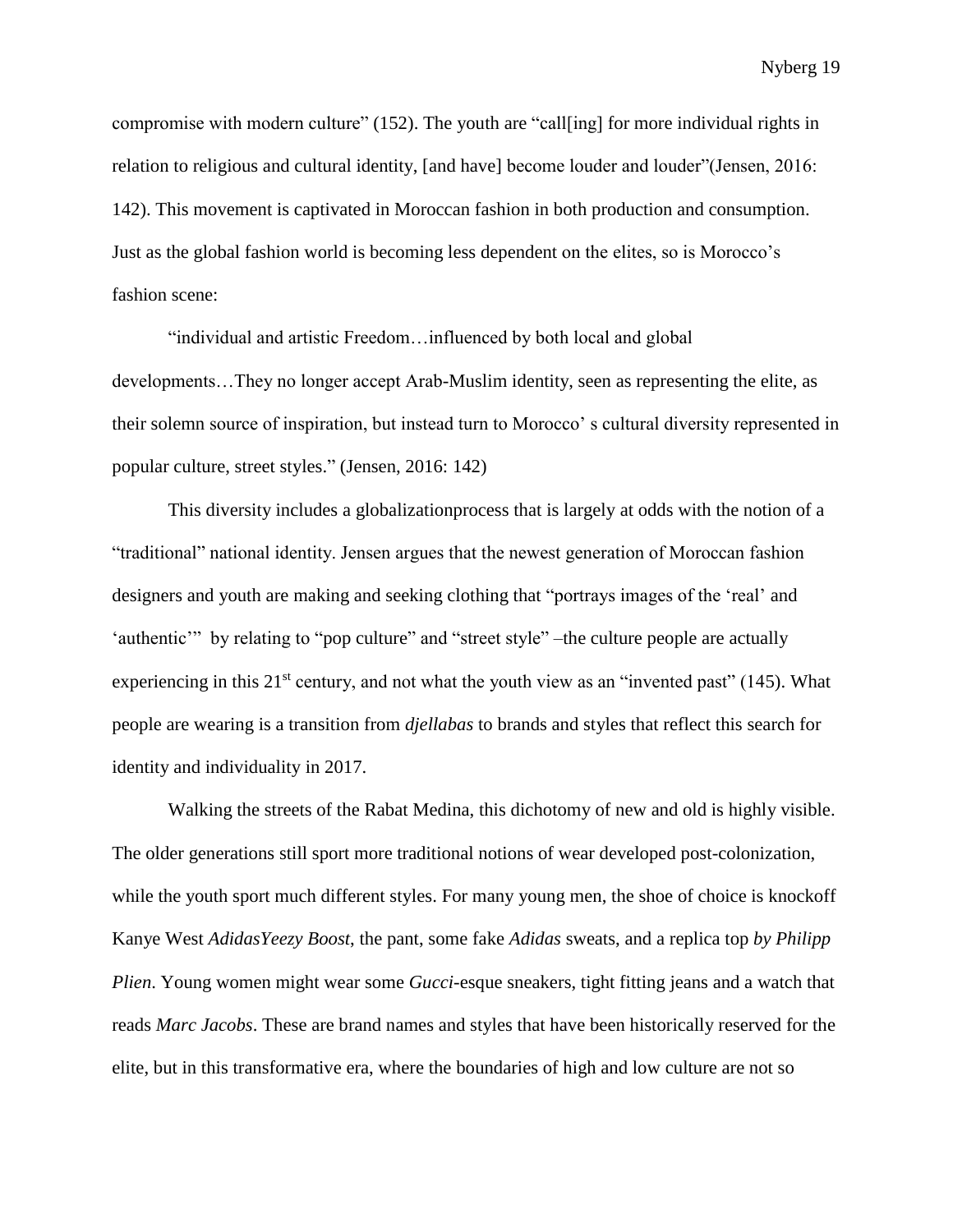compromise with modern culture" (152). The youth are "call[ing] for more individual rights in relation to religious and cultural identity, [and have] become louder and louder"(Jensen, 2016: 142). This movement is captivated in Moroccan fashion in both production and consumption. Just as the global fashion world is becoming less dependent on the elites, so is Morocco's fashion scene:

"individual and artistic Freedom…influenced by both local and global developments…They no longer accept Arab-Muslim identity, seen as representing the elite, as their solemn source of inspiration, but instead turn to Morocco' s cultural diversity represented in popular culture, street styles." (Jensen, 2016: 142)

This diversity includes a globalizationprocess that is largely at odds with the notion of a "traditional" national identity. Jensen argues that the newest generation of Moroccan fashion designers and youth are making and seeking clothing that "portrays images of the 'real' and 'authentic'" by relating to "pop culture" and "street style" –the culture people are actually experiencing in this 21st century, and not what the youth view as an "invented past" (145). What people are wearing is a transition from *djellabas* to brands and styles that reflect this search for identity and individuality in 2017.

Walking the streets of the Rabat Medina, this dichotomy of new and old is highly visible. The older generations still sport more traditional notions of wear developed post-colonization, while the youth sport much different styles. For many young men, the shoe of choice is knockoff Kanye West *AdidasYeezy Boost*, the pant, some fake *Adidas* sweats, and a replica top *by Philipp Plien.* Young women might wear some *Gucci*-esque sneakers, tight fitting jeans and a watch that reads *Marc Jacobs*. These are brand names and styles that have been historically reserved for the elite, but in this transformative era, where the boundaries of high and low culture are not so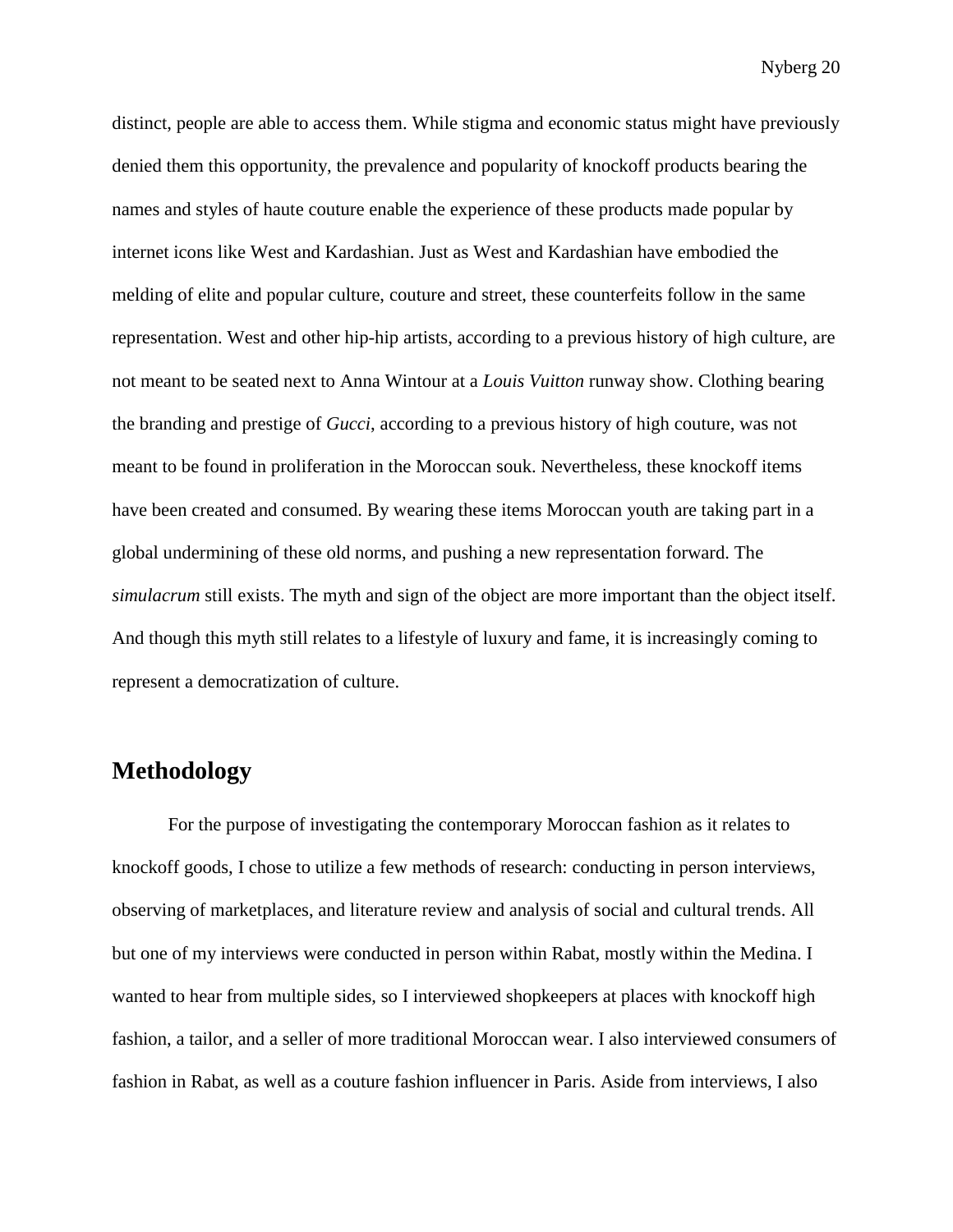distinct, people are able to access them. While stigma and economic status might have previously denied them this opportunity, the prevalence and popularity of knockoff products bearing the names and styles of haute couture enable the experience of these products made popular by internet icons like West and Kardashian. Just as West and Kardashian have embodied the melding of elite and popular culture, couture and street, these counterfeits follow in the same representation. West and other hip-hip artists, according to a previous history of high culture, are not meant to be seated next to Anna Wintour at a *Louis Vuitton* runway show. Clothing bearing the branding and prestige of *Gucci*, according to a previous history of high couture, was not meant to be found in proliferation in the Moroccan souk. Nevertheless, these knockoff items have been created and consumed. By wearing these items Moroccan youth are taking part in a global undermining of these old norms, and pushing a new representation forward. The *simulacrum* still exists. The myth and sign of the object are more important than the object itself. And though this myth still relates to a lifestyle of luxury and fame, it is increasingly coming to represent a democratization of culture.

## Methodology

For the purpose of investigating the contemporary Moroccan fashion as it relates to knockoff goods, I chose to utilize a few methods of research: conducting in person interviews, observing of marketplaces, and literature review and analysis of social and cultural trends. All but one of my interviews were conducted in person within Rabat, mostly within the Medina. I wanted to hear from multiple sides, so I interviewed shopkeepers at places with knockoff high fashion, a tailor, and a seller of more traditional Moroccan wear. I also interviewed consumers of fashion in Rabat, as well as a couture fashion influencer in Paris. Aside from interviews, I also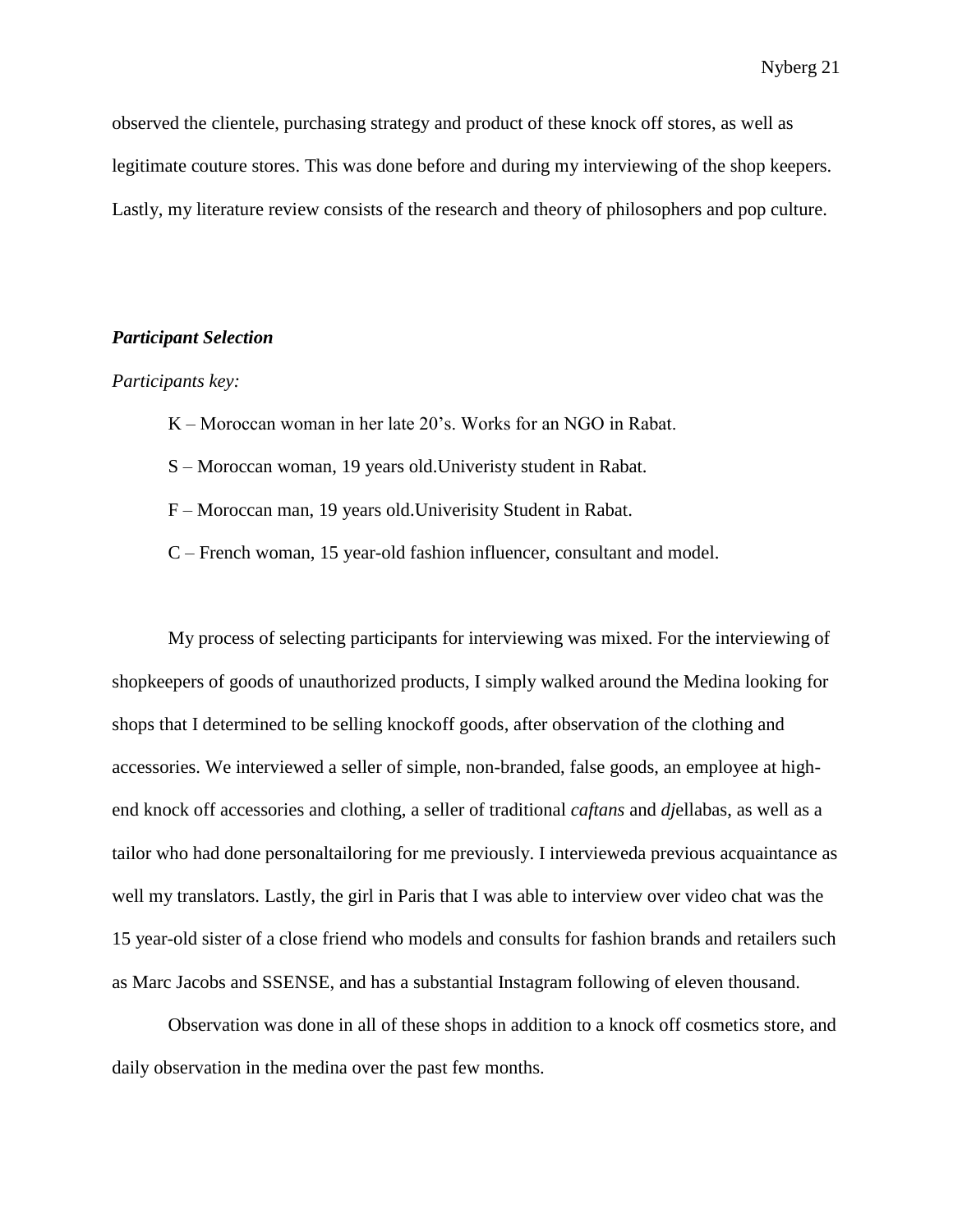observed the clientele, purchasing strategy and product of these knock off stores, as well as legitimate couture stores. This was done before and during my interviewing of the shop keepers. Lastly, my literature review consists of the research and theory of philosophers and pop culture.

### ***Participant Selection***

*Participants key:*

K – Moroccan woman in her late 20's. Works for an NGO in Rabat.

S – Moroccan woman, 19 years old.Univeristy student in Rabat.

F – Moroccan man, 19 years old.Univerisity Student in Rabat.

C – French woman, 15 year-old fashion influencer, consultant and model.

My process of selecting participants for interviewing was mixed. For the interviewing of shopkeepers of goods of unauthorized products, I simply walked around the Medina looking for shops that I determined to be selling knockoff goods, after observation of the clothing and accessories. We interviewed a seller of simple, non-branded, false goods, an employee at high-end knock off accessories and clothing, a seller of traditional *caftans* and *dj*ellabas, as well as a tailor who had done personaltailoring for me previously. I intervieweda previous acquaintance as well my translators. Lastly, the girl in Paris that I was able to interview over video chat was the 15 year-old sister of a close friend who models and consults for fashion brands and retailers such as Marc Jacobs and SSENSE, and has a substantial Instagram following of eleven thousand.

Observation was done in all of these shops in addition to a knock off cosmetics store, and daily observation in the medina over the past few months.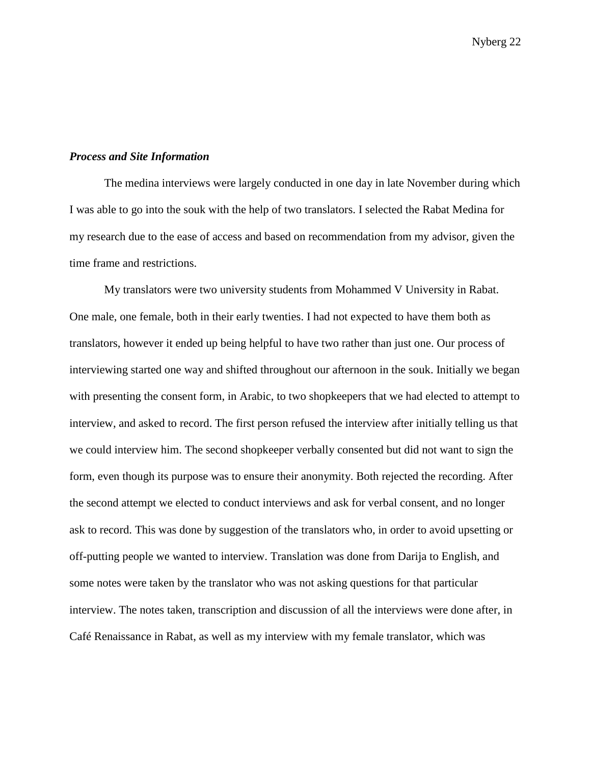### ***Process and Site Information***

The medina interviews were largely conducted in one day in late November during which I was able to go into the souk with the help of two translators. I selected the Rabat Medina for my research due to the ease of access and based on recommendation from my advisor, given the time frame and restrictions.

My translators were two university students from Mohammed V University in Rabat. One male, one female, both in their early twenties. I had not expected to have them both as translators, however it ended up being helpful to have two rather than just one. Our process of interviewing started one way and shifted throughout our afternoon in the souk. Initially we began with presenting the consent form, in Arabic, to two shopkeepers that we had elected to attempt to interview, and asked to record. The first person refused the interview after initially telling us that we could interview him. The second shopkeeper verbally consented but did not want to sign the form, even though its purpose was to ensure their anonymity. Both rejected the recording. After the second attempt we elected to conduct interviews and ask for verbal consent, and no longer ask to record. This was done by suggestion of the translators who, in order to avoid upsetting or off-putting people we wanted to interview. Translation was done from Darija to English, and some notes were taken by the translator who was not asking questions for that particular interview. The notes taken, transcription and discussion of all the interviews were done after, in Café Renaissance in Rabat, as well as my interview with my female translator, which was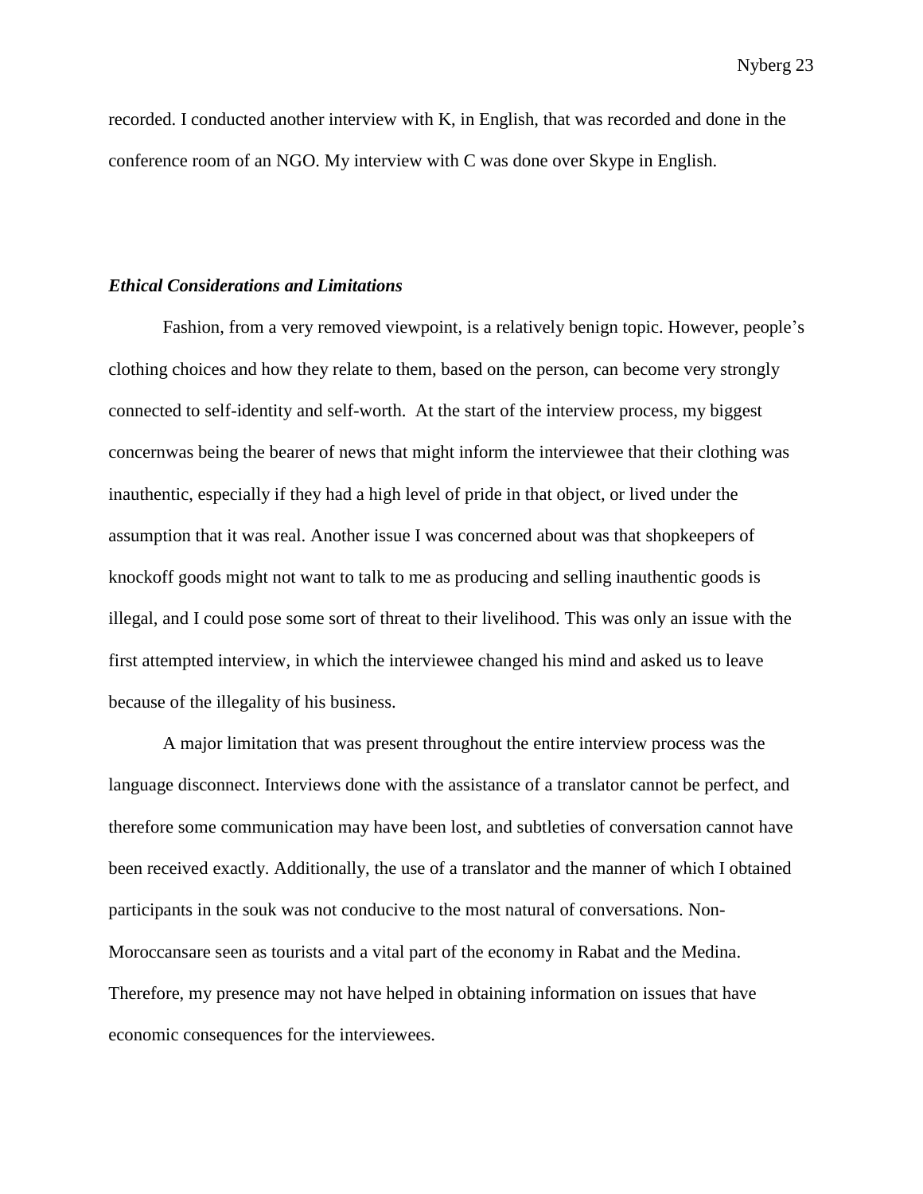recorded. I conducted another interview with K, in English, that was recorded and done in the conference room of an NGO. My interview with C was done over Skype in English.

### *Ethical Considerations and Limitations*

Fashion, from a very removed viewpoint, is a relatively benign topic. However, people's clothing choices and how they relate to them, based on the person, can become very strongly connected to self-identity and self-worth. At the start of the interview process, my biggest concernwas being the bearer of news that might inform the interviewee that their clothing was inauthentic, especially if they had a high level of pride in that object, or lived under the assumption that it was real. Another issue I was concerned about was that shopkeepers of knockoff goods might not want to talk to me as producing and selling inauthentic goods is illegal, and I could pose some sort of threat to their livelihood. This was only an issue with the first attempted interview, in which the interviewee changed his mind and asked us to leave because of the illegality of his business.

A major limitation that was present throughout the entire interview process was the language disconnect. Interviews done with the assistance of a translator cannot be perfect, and therefore some communication may have been lost, and subtleties of conversation cannot have been received exactly. Additionally, the use of a translator and the manner of which I obtained participants in the souk was not conducive to the most natural of conversations. Non-Moroccansare seen as tourists and a vital part of the economy in Rabat and the Medina. Therefore, my presence may not have helped in obtaining information on issues that have economic consequences for the interviewees.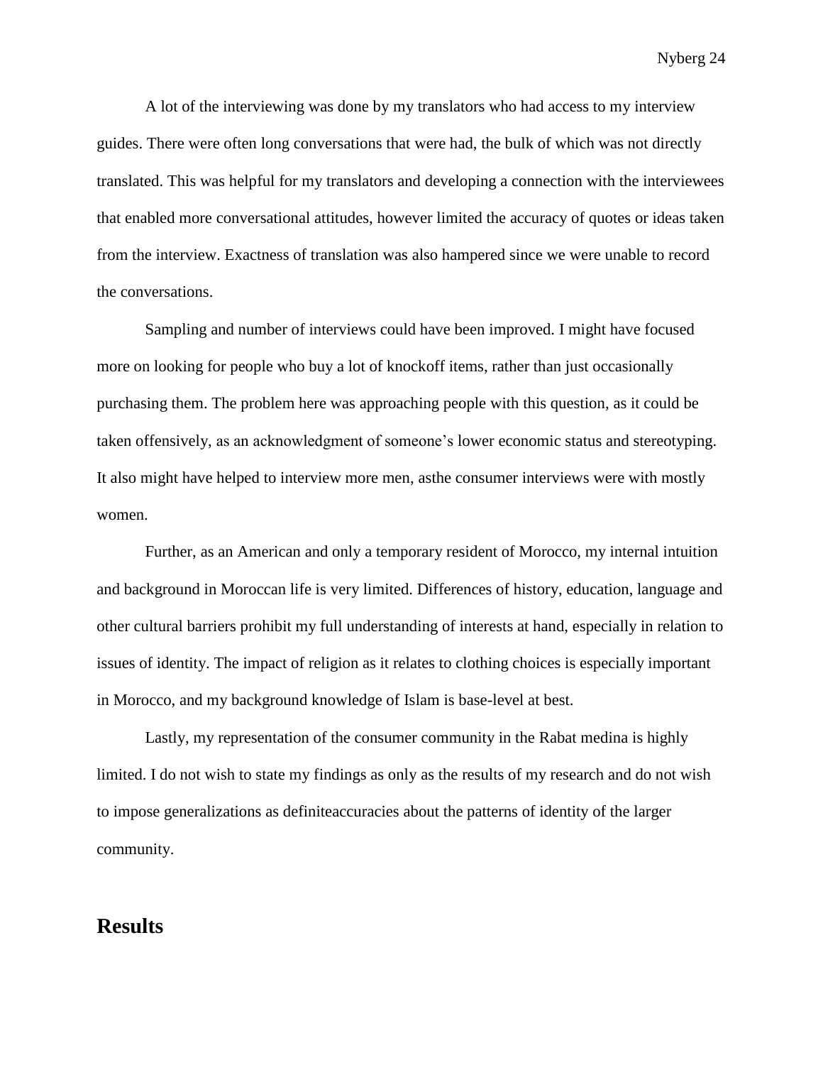A lot of the interviewing was done by my translators who had access to my interview guides. There were often long conversations that were had, the bulk of which was not directly translated. This was helpful for my translators and developing a connection with the interviewees that enabled more conversational attitudes, however limited the accuracy of quotes or ideas taken from the interview. Exactness of translation was also hampered since we were unable to record the conversations.

Sampling and number of interviews could have been improved. I might have focused more on looking for people who buy a lot of knockoff items, rather than just occasionally purchasing them. The problem here was approaching people with this question, as it could be taken offensively, as an acknowledgment of someone's lower economic status and stereotyping. It also might have helped to interview more men, asthe consumer interviews were with mostly women.

Further, as an American and only a temporary resident of Morocco, my internal intuition and background in Moroccan life is very limited. Differences of history, education, language and other cultural barriers prohibit my full understanding of interests at hand, especially in relation to issues of identity. The impact of religion as it relates to clothing choices is especially important in Morocco, and my background knowledge of Islam is base-level at best.

Lastly, my representation of the consumer community in the Rabat medina is highly limited. I do not wish to state my findings as only as the results of my research and do not wish to impose generalizations as definiteaccuracies about the patterns of identity of the larger community.

## Results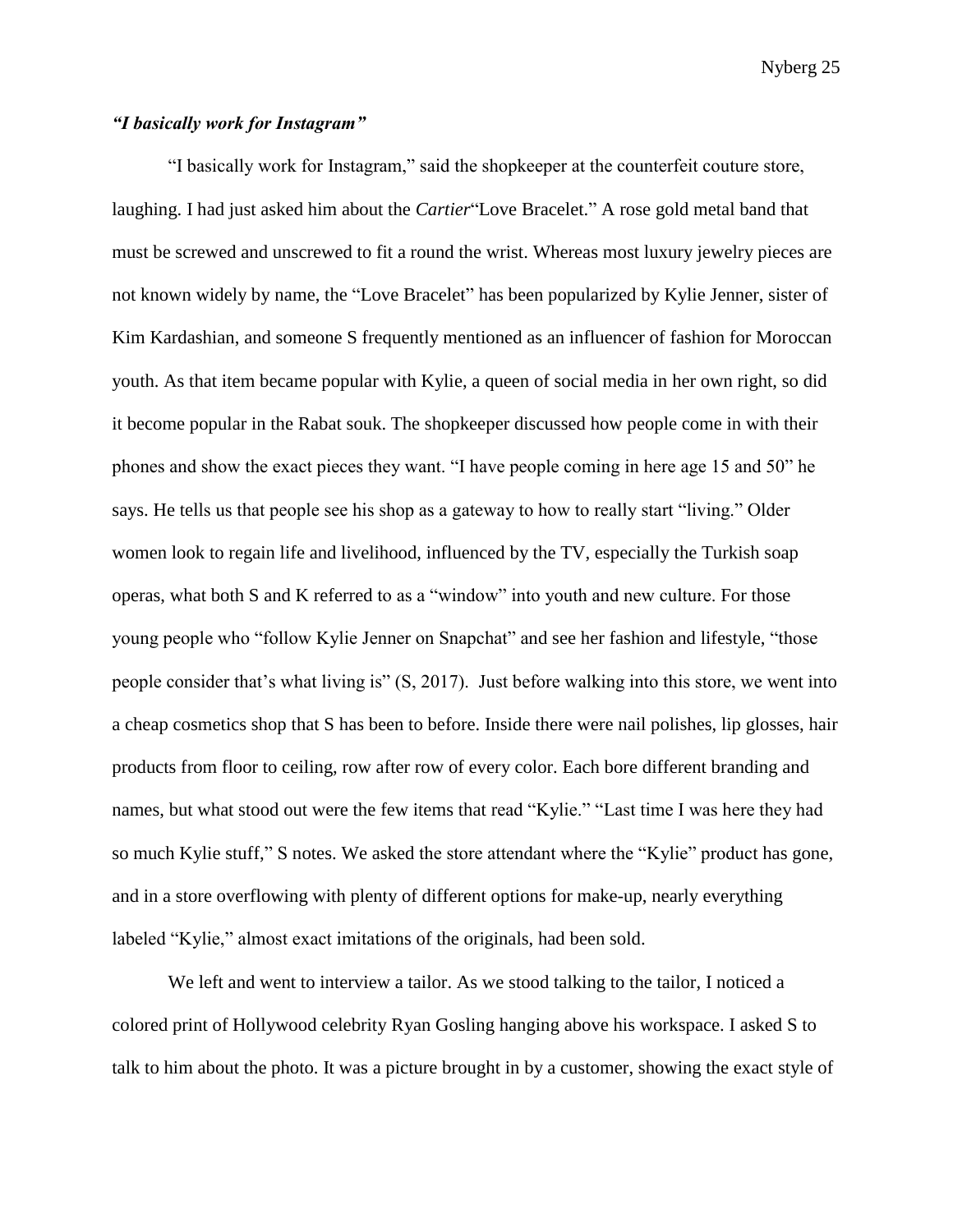### *"I basically work for Instagram"*

"I basically work for Instagram," said the shopkeeper at the counterfeit couture store, laughing. I had just asked him about the *Cartier*"Love Bracelet." A rose gold metal band that must be screwed and unscrewed to fit a round the wrist. Whereas most luxury jewelry pieces are not known widely by name, the "Love Bracelet" has been popularized by Kylie Jenner, sister of Kim Kardashian, and someone S frequently mentioned as an influencer of fashion for Moroccan youth. As that item became popular with Kylie, a queen of social media in her own right, so did it become popular in the Rabat souk. The shopkeeper discussed how people come in with their phones and show the exact pieces they want. "I have people coming in here age 15 and 50" he says. He tells us that people see his shop as a gateway to how to really start "living." Older women look to regain life and livelihood, influenced by the TV, especially the Turkish soap operas, what both S and K referred to as a "window" into youth and new culture. For those young people who "follow Kylie Jenner on Snapchat" and see her fashion and lifestyle, "those people consider that's what living is" (S, 2017). Just before walking into this store, we went into a cheap cosmetics shop that S has been to before. Inside there were nail polishes, lip glosses, hair products from floor to ceiling, row after row of every color. Each bore different branding and names, but what stood out were the few items that read "Kylie." "Last time I was here they had so much Kylie stuff," S notes. We asked the store attendant where the "Kylie" product has gone, and in a store overflowing with plenty of different options for make-up, nearly everything labeled "Kylie," almost exact imitations of the originals, had been sold.

We left and went to interview a tailor. As we stood talking to the tailor, I noticed a colored print of Hollywood celebrity Ryan Gosling hanging above his workspace. I asked S to talk to him about the photo. It was a picture brought in by a customer, showing the exact style of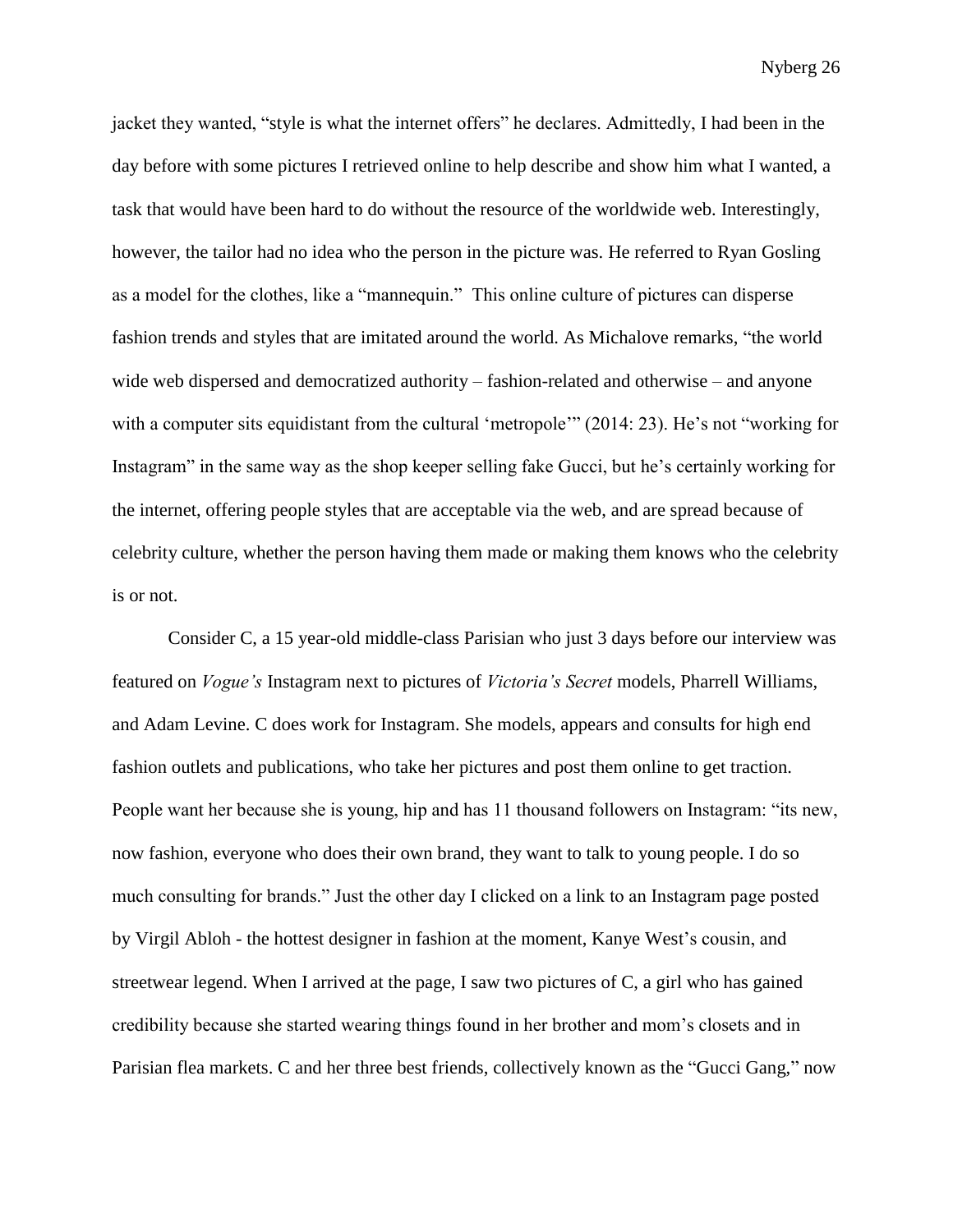jacket they wanted, "style is what the internet offers" he declares. Admittedly, I had been in the day before with some pictures I retrieved online to help describe and show him what I wanted, a task that would have been hard to do without the resource of the worldwide web. Interestingly, however, the tailor had no idea who the person in the picture was. He referred to Ryan Gosling as a model for the clothes, like a "mannequin." This online culture of pictures can disperse fashion trends and styles that are imitated around the world. As Michalove remarks, "the world wide web dispersed and democratized authority – fashion-related and otherwise – and anyone with a computer sits equidistant from the cultural 'metropole'" (2014: 23). He's not "working for Instagram" in the same way as the shop keeper selling fake Gucci, but he's certainly working for the internet, offering people styles that are acceptable via the web, and are spread because of celebrity culture, whether the person having them made or making them knows who the celebrity is or not.

Consider C, a 15 year-old middle-class Parisian who just 3 days before our interview was featured on *Vogue's* Instagram next to pictures of *Victoria's Secret* models, Pharrell Williams, and Adam Levine. C does work for Instagram. She models, appears and consults for high end fashion outlets and publications, who take her pictures and post them online to get traction. People want her because she is young, hip and has 11 thousand followers on Instagram: "its new, now fashion, everyone who does their own brand, they want to talk to young people. I do so much consulting for brands." Just the other day I clicked on a link to an Instagram page posted by Virgil Abloh - the hottest designer in fashion at the moment, Kanye West's cousin, and streetwear legend. When I arrived at the page, I saw two pictures of C, a girl who has gained credibility because she started wearing things found in her brother and mom's closets and in Parisian flea markets. C and her three best friends, collectively known as the "Gucci Gang," now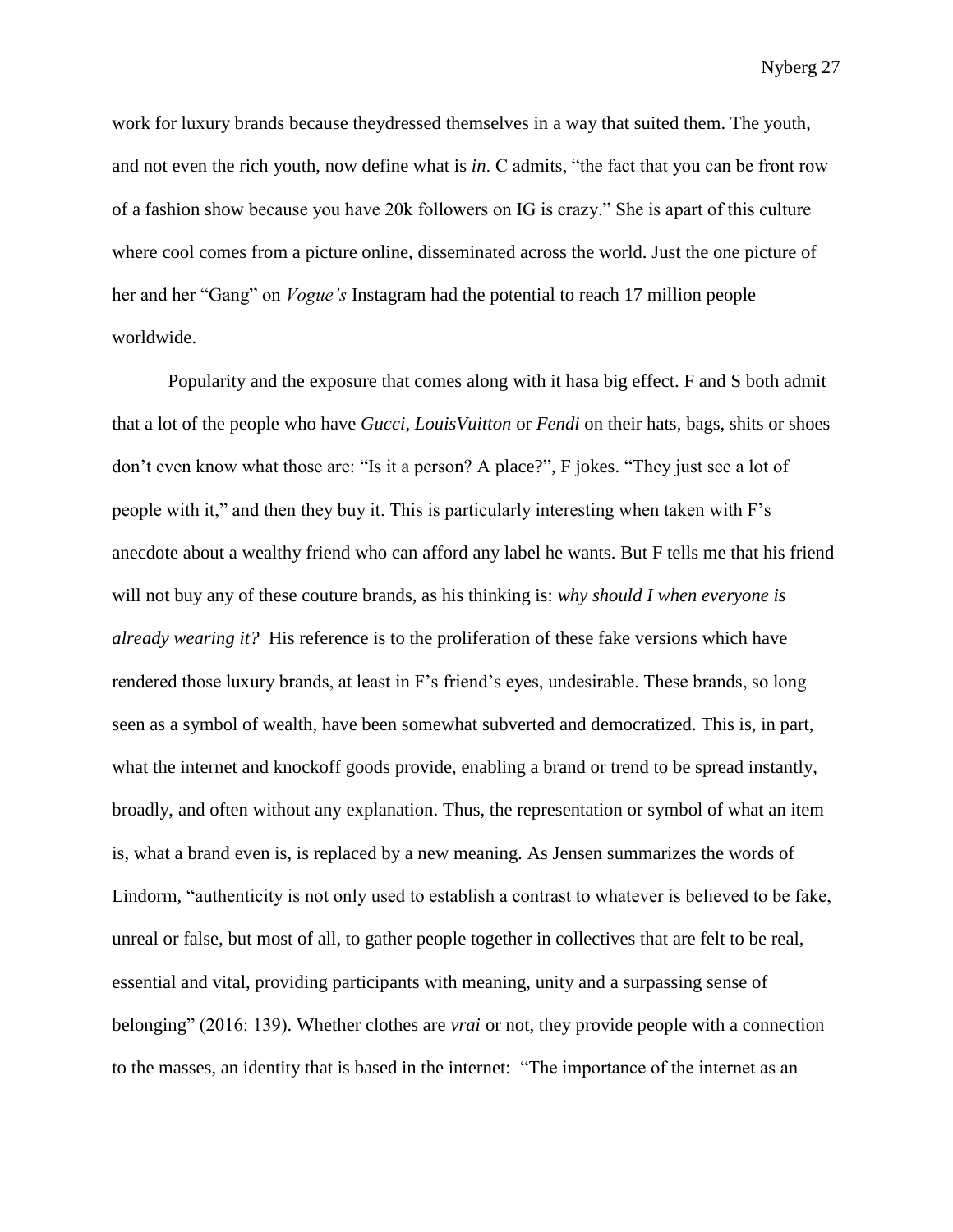work for luxury brands because theydressed themselves in a way that suited them. The youth, and not even the rich youth, now define what is *in*. C admits, "the fact that you can be front row of a fashion show because you have 20k followers on IG is crazy." She is apart of this culture where cool comes from a picture online, disseminated across the world. Just the one picture of her and her "Gang" on *Vogue's* Instagram had the potential to reach 17 million people worldwide.

Popularity and the exposure that comes along with it hasa big effect. F and S both admit that a lot of the people who have *Gucci*, *LouisVuitton* or *Fendi* on their hats, bags, shits or shoes don't even know what those are: "Is it a person? A place?", F jokes. "They just see a lot of people with it," and then they buy it. This is particularly interesting when taken with F's anecdote about a wealthy friend who can afford any label he wants. But F tells me that his friend will not buy any of these couture brands, as his thinking is: *why should I when everyone is already wearing it?* His reference is to the proliferation of these fake versions which have rendered those luxury brands, at least in F's friend's eyes, undesirable. These brands, so long seen as a symbol of wealth, have been somewhat subverted and democratized. This is, in part, what the internet and knockoff goods provide, enabling a brand or trend to be spread instantly, broadly, and often without any explanation. Thus, the representation or symbol of what an item is, what a brand even is, is replaced by a new meaning. As Jensen summarizes the words of Lindorm, "authenticity is not only used to establish a contrast to whatever is believed to be fake, unreal or false, but most of all, to gather people together in collectives that are felt to be real, essential and vital, providing participants with meaning, unity and a surpassing sense of belonging" (2016: 139). Whether clothes are *vrai* or not, they provide people with a connection to the masses, an identity that is based in the internet: "The importance of the internet as an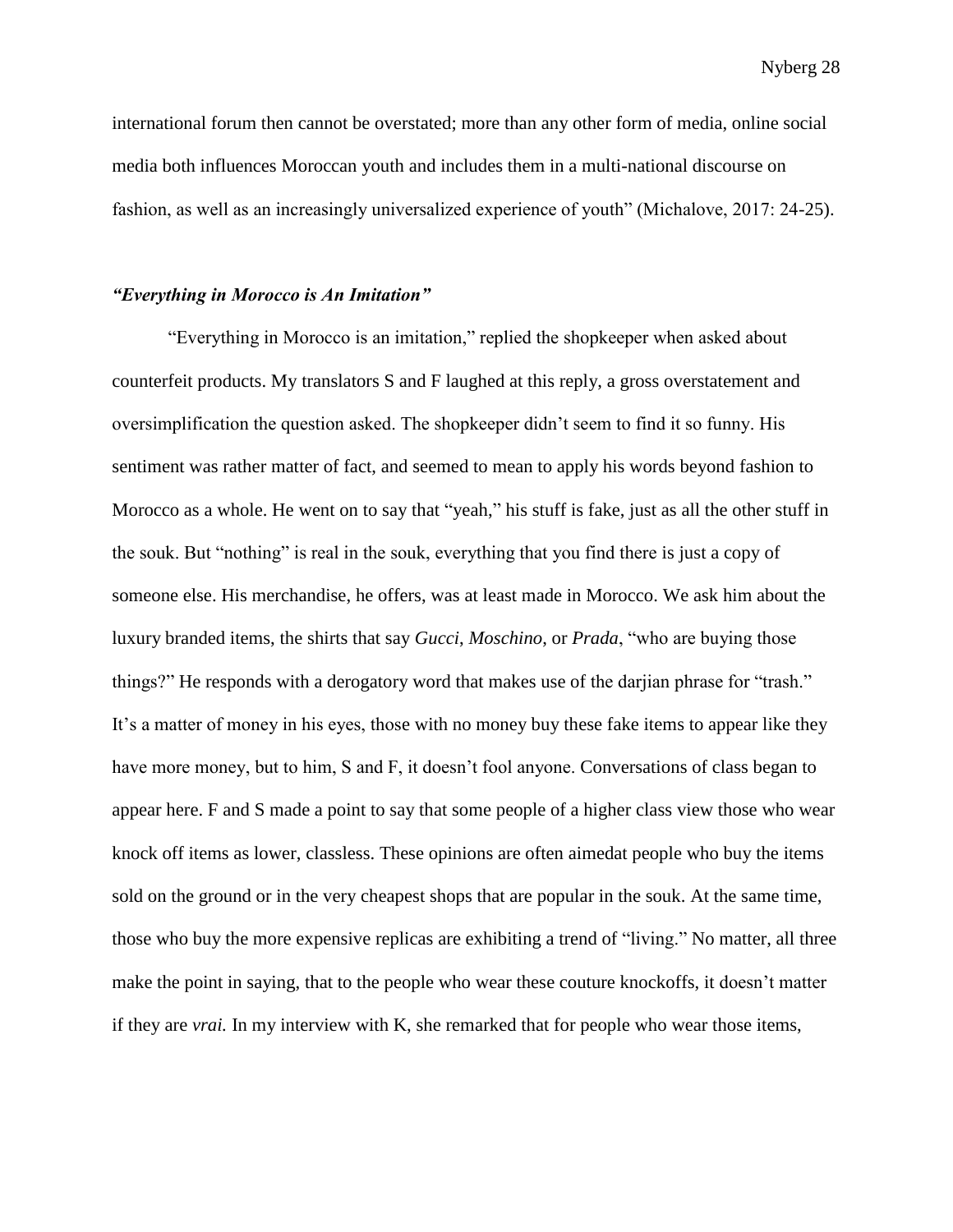international forum then cannot be overstated; more than any other form of media, online social media both influences Moroccan youth and includes them in a multi-national discourse on fashion, as well as an increasingly universalized experience of youth" (Michalove, 2017: 24-25).

### *"Everything in Morocco is An Imitation"*

"Everything in Morocco is an imitation," replied the shopkeeper when asked about counterfeit products. My translators S and F laughed at this reply, a gross overstatement and oversimplification the question asked. The shopkeeper didn't seem to find it so funny. His sentiment was rather matter of fact, and seemed to mean to apply his words beyond fashion to Morocco as a whole. He went on to say that "yeah," his stuff is fake, just as all the other stuff in the souk. But "nothing" is real in the souk, everything that you find there is just a copy of someone else. His merchandise, he offers, was at least made in Morocco. We ask him about the luxury branded items, the shirts that say *Gucci*, *Moschino*, or *Prada*, "who are buying those things?" He responds with a derogatory word that makes use of the darjian phrase for "trash." It's a matter of money in his eyes, those with no money buy these fake items to appear like they have more money, but to him, S and F, it doesn't fool anyone. Conversations of class began to appear here. F and S made a point to say that some people of a higher class view those who wear knock off items as lower, classless. These opinions are often aimedat people who buy the items sold on the ground or in the very cheapest shops that are popular in the souk. At the same time, those who buy the more expensive replicas are exhibiting a trend of "living." No matter, all three make the point in saying, that to the people who wear these couture knockoffs, it doesn't matter if they are *vrai.* In my interview with K, she remarked that for people who wear those items,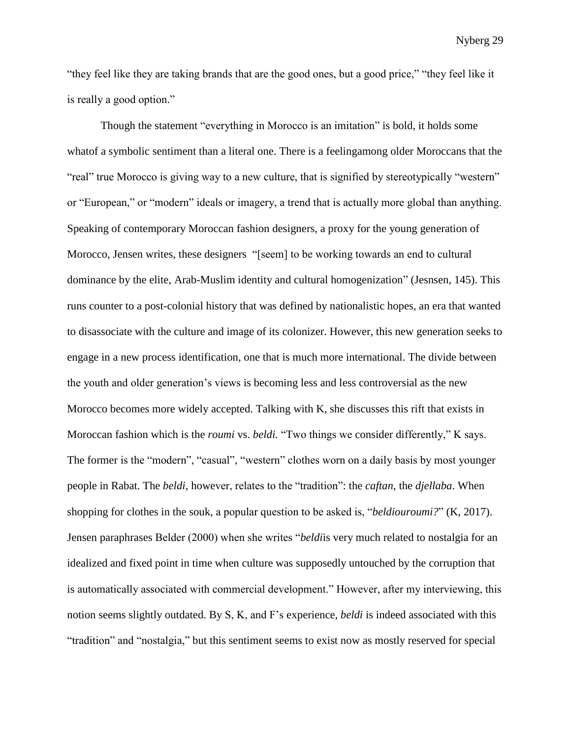"they feel like they are taking brands that are the good ones, but a good price," "they feel like it is really a good option."

Though the statement "everything in Morocco is an imitation" is bold, it holds some whatof a symbolic sentiment than a literal one. There is a feelingamong older Moroccans that the "real" true Morocco is giving way to a new culture, that is signified by stereotypically "western" or "European," or "modern" ideals or imagery, a trend that is actually more global than anything. Speaking of contemporary Moroccan fashion designers, a proxy for the young generation of Morocco, Jensen writes, these designers "[seem] to be working towards an end to cultural dominance by the elite, Arab-Muslim identity and cultural homogenization" (Jesnsen, 145). This runs counter to a post-colonial history that was defined by nationalistic hopes, an era that wanted to disassociate with the culture and image of its colonizer. However, this new generation seeks to engage in a new process identification, one that is much more international. The divide between the youth and older generation's views is becoming less and less controversial as the new Morocco becomes more widely accepted. Talking with K, she discusses this rift that exists in Moroccan fashion which is the *roumi* vs. *beldi.* "Two things we consider differently," K says. The former is the "modern", "casual", "western" clothes worn on a daily basis by most younger people in Rabat. The *beldi*, however, relates to the "tradition": the *caftan*, the *djellaba*. When shopping for clothes in the souk, a popular question to be asked is, "*beldiouroumi?*" (K, 2017). Jensen paraphrases Belder (2000) when she writes "*beldi*is very much related to nostalgia for an idealized and fixed point in time when culture was supposedly untouched by the corruption that is automatically associated with commercial development." However, after my interviewing, this notion seems slightly outdated. By S, K, and F's experience, *beldi* is indeed associated with this "tradition" and "nostalgia," but this sentiment seems to exist now as mostly reserved for special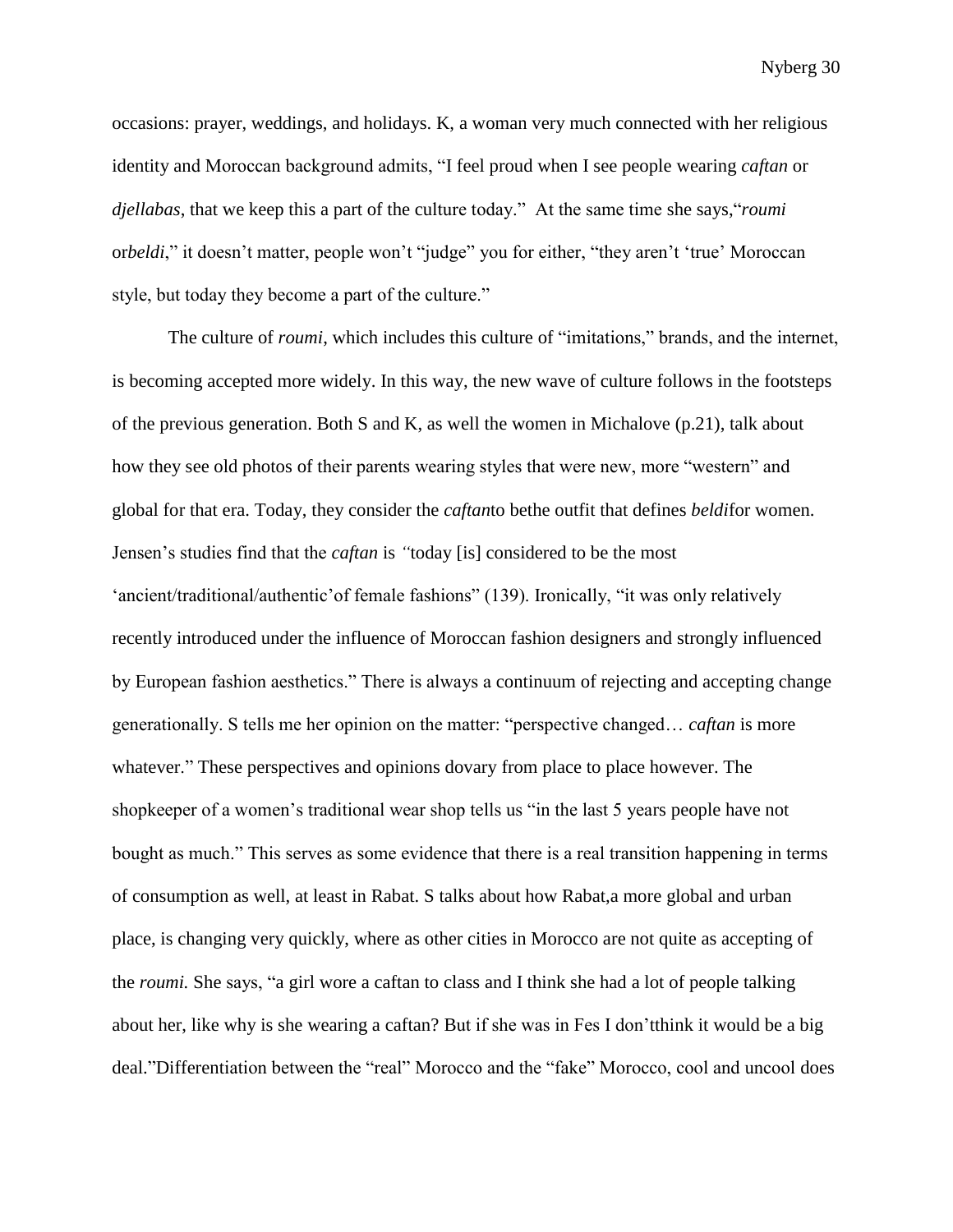occasions: prayer, weddings, and holidays. K, a woman very much connected with her religious identity and Moroccan background admits, "I feel proud when I see people wearing *caftan* or *djellabas*, that we keep this a part of the culture today." At the same time she says,"*roumi* or*beldi*," it doesn't matter, people won't "judge" you for either, "they aren't 'true' Moroccan style, but today they become a part of the culture."

The culture of *roumi*, which includes this culture of "imitations," brands, and the internet, is becoming accepted more widely. In this way, the new wave of culture follows in the footsteps of the previous generation. Both S and K, as well the women in Michalove (p.21), talk about how they see old photos of their parents wearing styles that were new, more "western" and global for that era. Today, they consider the *caftan*to bethe outfit that defines *beldi*for women. Jensen's studies find that the *caftan* is *"*today [is] considered to be the most 'ancient/traditional/authentic'of female fashions" (139). Ironically, "it was only relatively recently introduced under the influence of Moroccan fashion designers and strongly influenced by European fashion aesthetics." There is always a continuum of rejecting and accepting change generationally. S tells me her opinion on the matter: "perspective changed… *caftan* is more whatever." These perspectives and opinions dovary from place to place however. The shopkeeper of a women's traditional wear shop tells us "in the last 5 years people have not bought as much." This serves as some evidence that there is a real transition happening in terms of consumption as well, at least in Rabat. S talks about how Rabat,a more global and urban place, is changing very quickly, where as other cities in Morocco are not quite as accepting of the *roumi.* She says, "a girl wore a caftan to class and I think she had a lot of people talking about her, like why is she wearing a caftan? But if she was in Fes I don'tthink it would be a big deal."Differentiation between the "real" Morocco and the "fake" Morocco, cool and uncool does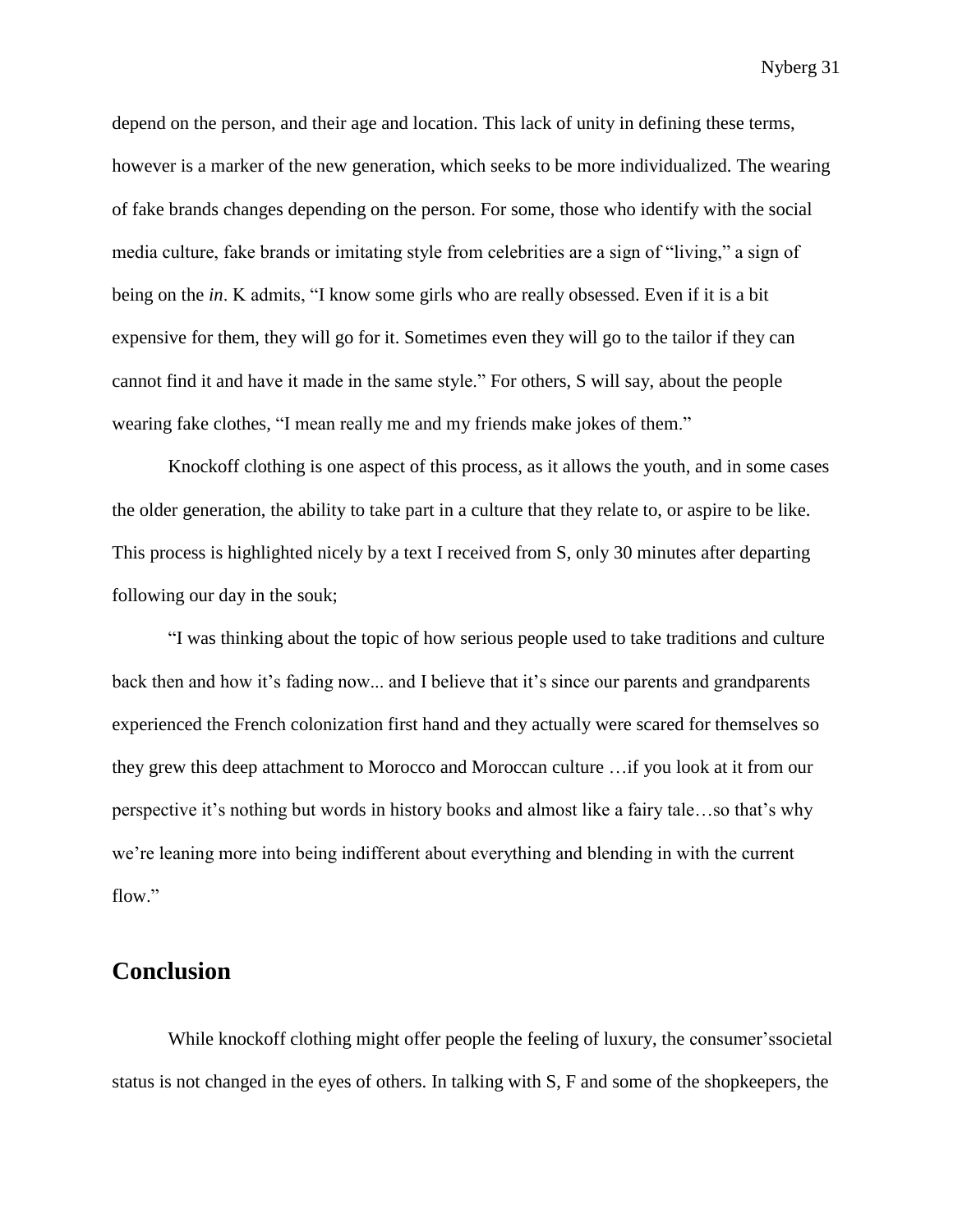depend on the person, and their age and location. This lack of unity in defining these terms, however is a marker of the new generation, which seeks to be more individualized. The wearing of fake brands changes depending on the person. For some, those who identify with the social media culture, fake brands or imitating style from celebrities are a sign of "living," a sign of being on the *in*. K admits, "I know some girls who are really obsessed. Even if it is a bit expensive for them, they will go for it. Sometimes even they will go to the tailor if they can cannot find it and have it made in the same style." For others, S will say, about the people wearing fake clothes, "I mean really me and my friends make jokes of them."

Knockoff clothing is one aspect of this process, as it allows the youth, and in some cases the older generation, the ability to take part in a culture that they relate to, or aspire to be like. This process is highlighted nicely by a text I received from S, only 30 minutes after departing following our day in the souk;

"I was thinking about the topic of how serious people used to take traditions and culture back then and how it's fading now... and I believe that it's since our parents and grandparents experienced the French colonization first hand and they actually were scared for themselves so they grew this deep attachment to Morocco and Moroccan culture …if you look at it from our perspective it's nothing but words in history books and almost like a fairy tale…so that's why we're leaning more into being indifferent about everything and blending in with the current flow."

## Conclusion

While knockoff clothing might offer people the feeling of luxury, the consumer'ssocietal status is not changed in the eyes of others. In talking with S, F and some of the shopkeepers, the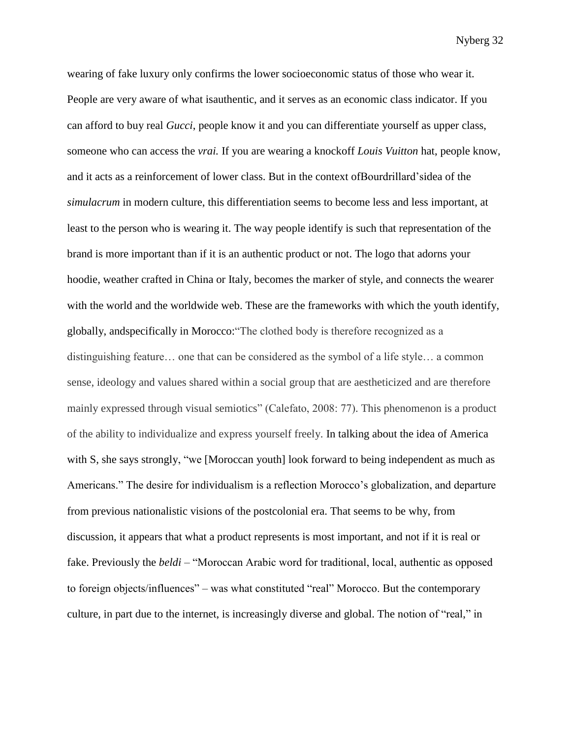wearing of fake luxury only confirms the lower socioeconomic status of those who wear it. People are very aware of what isauthentic, and it serves as an economic class indicator. If you can afford to buy real *Gucci*, people know it and you can differentiate yourself as upper class, someone who can access the *vrai.* If you are wearing a knockoff *Louis Vuitton* hat, people know, and it acts as a reinforcement of lower class. But in the context ofBourdrillard'sidea of the *simulacrum* in modern culture, this differentiation seems to become less and less important, at least to the person who is wearing it. The way people identify is such that representation of the brand is more important than if it is an authentic product or not. The logo that adorns your hoodie, weather crafted in China or Italy, becomes the marker of style, and connects the wearer with the world and the worldwide web. These are the frameworks with which the youth identify, globally, andspecifically in Morocco:"The clothed body is therefore recognized as a distinguishing feature… one that can be considered as the symbol of a life style… a common sense, ideology and values shared within a social group that are aestheticized and are therefore mainly expressed through visual semiotics" (Calefato, 2008: 77). This phenomenon is a product of the ability to individualize and express yourself freely. In talking about the idea of America with S, she says strongly, "we [Moroccan youth] look forward to being independent as much as Americans." The desire for individualism is a reflection Morocco's globalization, and departure from previous nationalistic visions of the postcolonial era. That seems to be why, from discussion, it appears that what a product represents is most important, and not if it is real or fake. Previously the *beldi* – "Moroccan Arabic word for traditional, local, authentic as opposed to foreign objects/influences" – was what constituted "real" Morocco. But the contemporary culture, in part due to the internet, is increasingly diverse and global. The notion of "real," in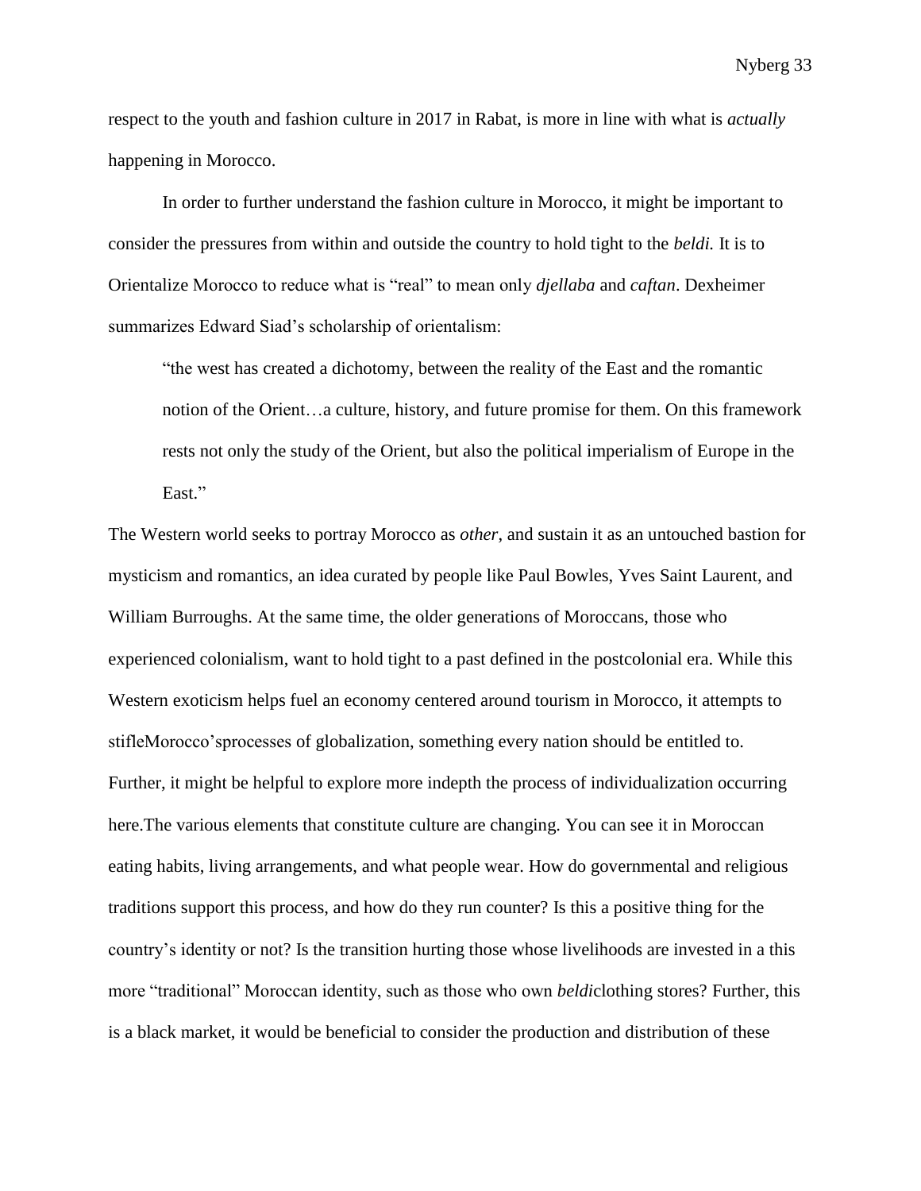respect to the youth and fashion culture in 2017 in Rabat, is more in line with what is *actually* happening in Morocco.

In order to further understand the fashion culture in Morocco, it might be important to consider the pressures from within and outside the country to hold tight to the *beldi.* It is to Orientalize Morocco to reduce what is "real" to mean only *djellaba* and *caftan*. Dexheimer summarizes Edward Siad's scholarship of orientalism:

> "the west has created a dichotomy, between the reality of the East and the romantic notion of the Orient…a culture, history, and future promise for them. On this framework rests not only the study of the Orient, but also the political imperialism of Europe in the East."

The Western world seeks to portray Morocco as *other*, and sustain it as an untouched bastion for mysticism and romantics, an idea curated by people like Paul Bowles, Yves Saint Laurent, and William Burroughs. At the same time, the older generations of Moroccans, those who experienced colonialism, want to hold tight to a past defined in the postcolonial era. While this Western exoticism helps fuel an economy centered around tourism in Morocco, it attempts to stifleMorocco'sprocesses of globalization, something every nation should be entitled to. Further, it might be helpful to explore more indepth the process of individualization occurring here.The various elements that constitute culture are changing. You can see it in Moroccan eating habits, living arrangements, and what people wear. How do governmental and religious traditions support this process, and how do they run counter? Is this a positive thing for the country's identity or not? Is the transition hurting those whose livelihoods are invested in a this more "traditional" Moroccan identity, such as those who own *beldi*clothing stores? Further, this is a black market, it would be beneficial to consider the production and distribution of these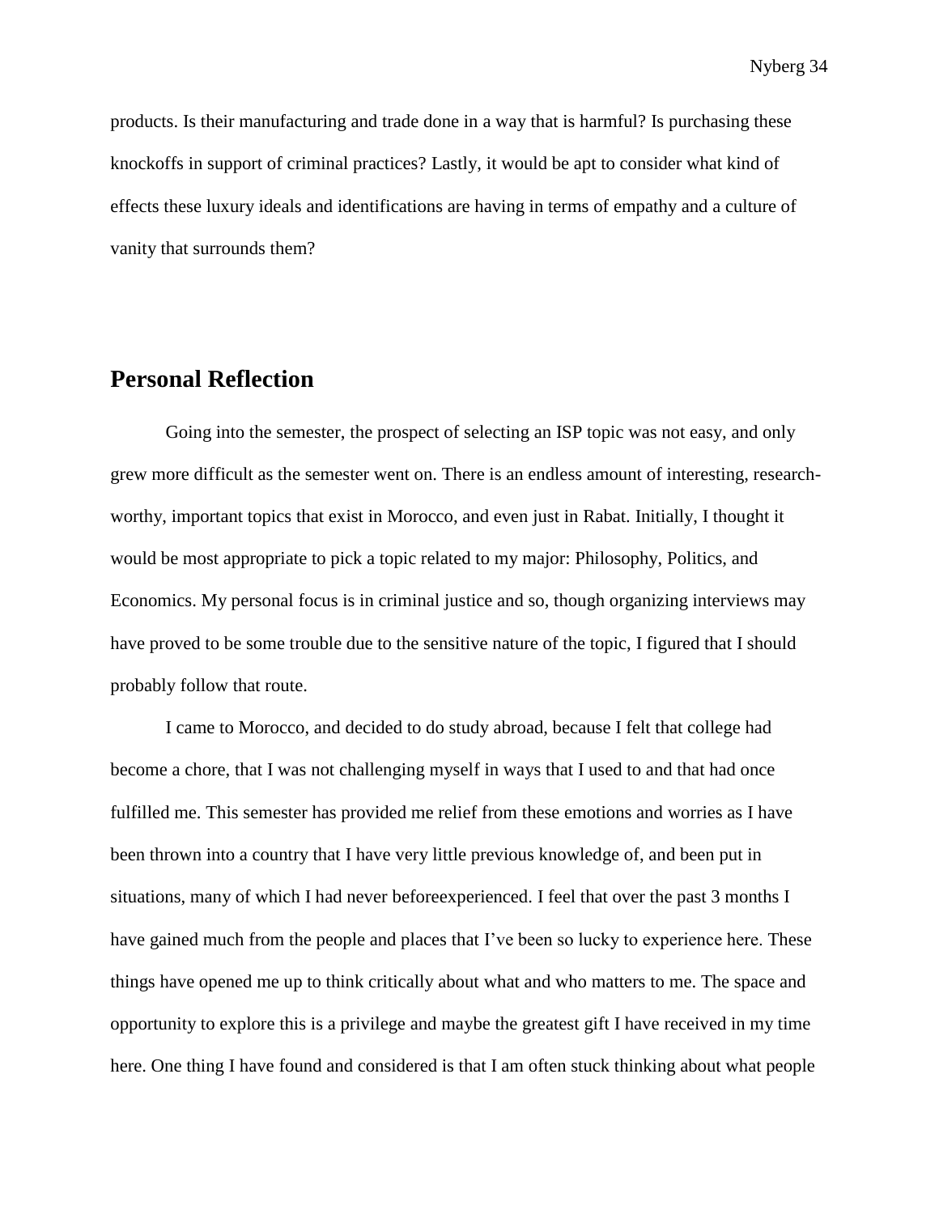products. Is their manufacturing and trade done in a way that is harmful? Is purchasing these knockoffs in support of criminal practices? Lastly, it would be apt to consider what kind of effects these luxury ideals and identifications are having in terms of empathy and a culture of vanity that surrounds them?

## Personal Reflection

Going into the semester, the prospect of selecting an ISP topic was not easy, and only grew more difficult as the semester went on. There is an endless amount of interesting, research-worthy, important topics that exist in Morocco, and even just in Rabat. Initially, I thought it would be most appropriate to pick a topic related to my major: Philosophy, Politics, and Economics. My personal focus is in criminal justice and so, though organizing interviews may have proved to be some trouble due to the sensitive nature of the topic, I figured that I should probably follow that route.

I came to Morocco, and decided to do study abroad, because I felt that college had become a chore, that I was not challenging myself in ways that I used to and that had once fulfilled me. This semester has provided me relief from these emotions and worries as I have been thrown into a country that I have very little previous knowledge of, and been put in situations, many of which I had never beforeexperienced. I feel that over the past 3 months I have gained much from the people and places that I've been so lucky to experience here. These things have opened me up to think critically about what and who matters to me. The space and opportunity to explore this is a privilege and maybe the greatest gift I have received in my time here. One thing I have found and considered is that I am often stuck thinking about what people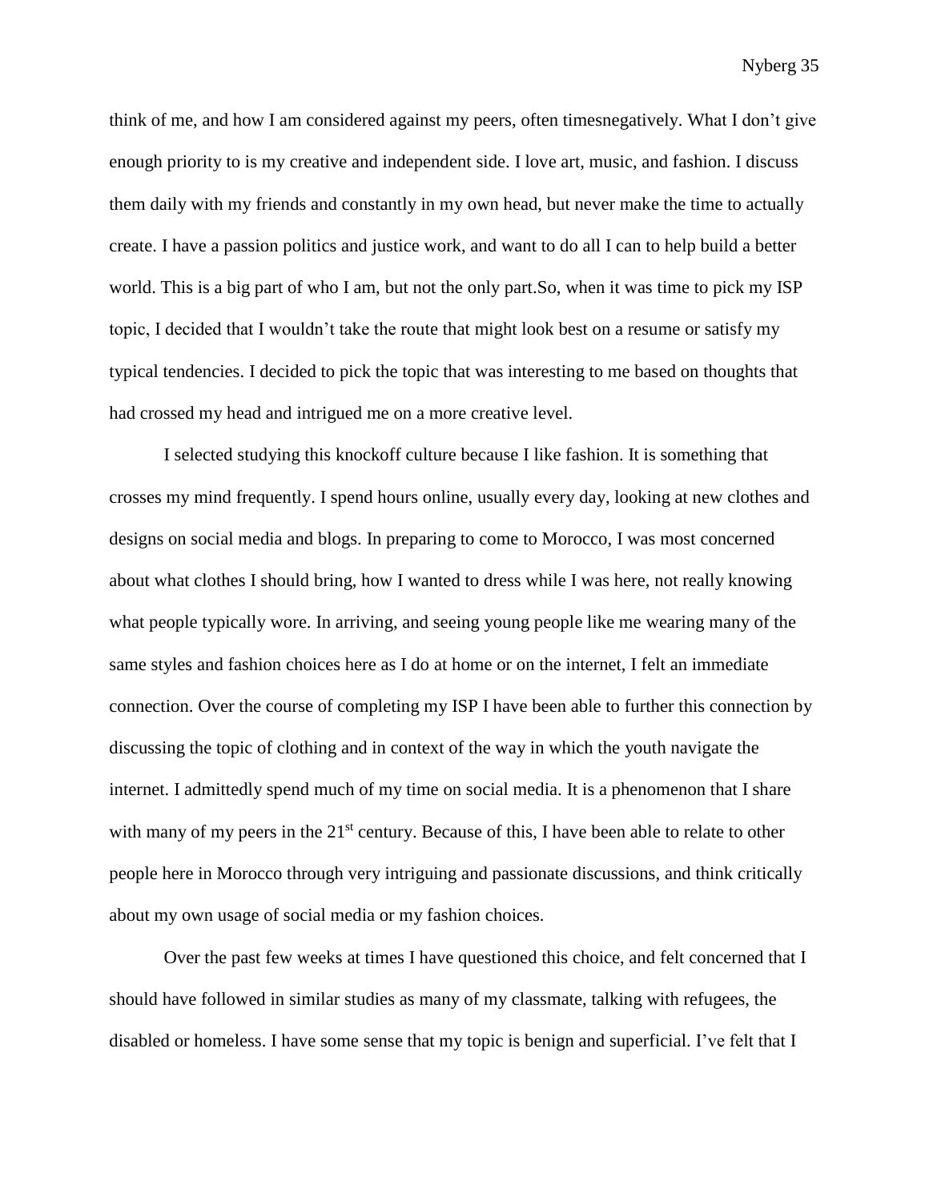think of me, and how I am considered against my peers, often timesnegatively. What I don't give enough priority to is my creative and independent side. I love art, music, and fashion. I discuss them daily with my friends and constantly in my own head, but never make the time to actually create. I have a passion politics and justice work, and want to do all I can to help build a better world. This is a big part of who I am, but not the only part.So, when it was time to pick my ISP topic, I decided that I wouldn't take the route that might look best on a resume or satisfy my typical tendencies. I decided to pick the topic that was interesting to me based on thoughts that had crossed my head and intrigued me on a more creative level.

I selected studying this knockoff culture because I like fashion. It is something that crosses my mind frequently. I spend hours online, usually every day, looking at new clothes and designs on social media and blogs. In preparing to come to Morocco, I was most concerned about what clothes I should bring, how I wanted to dress while I was here, not really knowing what people typically wore. In arriving, and seeing young people like me wearing many of the same styles and fashion choices here as I do at home or on the internet, I felt an immediate connection. Over the course of completing my ISP I have been able to further this connection by discussing the topic of clothing and in context of the way in which the youth navigate the internet. I admittedly spend much of my time on social media. It is a phenomenon that I share with many of my peers in the 21st century. Because of this, I have been able to relate to other people here in Morocco through very intriguing and passionate discussions, and think critically about my own usage of social media or my fashion choices.

Over the past few weeks at times I have questioned this choice, and felt concerned that I should have followed in similar studies as many of my classmate, talking with refugees, the disabled or homeless. I have some sense that my topic is benign and superficial. I've felt that I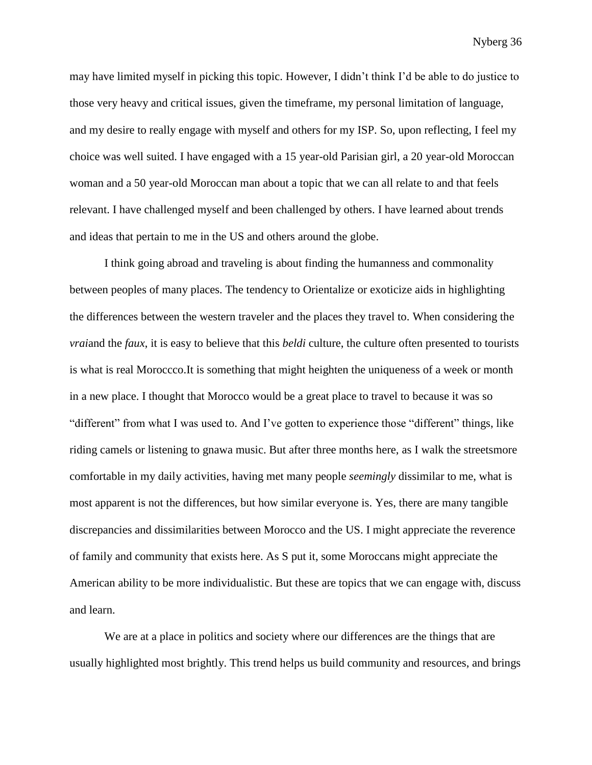may have limited myself in picking this topic. However, I didn't think I'd be able to do justice to those very heavy and critical issues, given the timeframe, my personal limitation of language, and my desire to really engage with myself and others for my ISP. So, upon reflecting, I feel my choice was well suited. I have engaged with a 15 year-old Parisian girl, a 20 year-old Moroccan woman and a 50 year-old Moroccan man about a topic that we can all relate to and that feels relevant. I have challenged myself and been challenged by others. I have learned about trends and ideas that pertain to me in the US and others around the globe.

I think going abroad and traveling is about finding the humanness and commonality between peoples of many places. The tendency to Orientalize or exoticize aids in highlighting the differences between the western traveler and the places they travel to. When considering the *vrai*and the *faux*, it is easy to believe that this *beldi* culture, the culture often presented to tourists is what is real Moroccco.It is something that might heighten the uniqueness of a week or month in a new place. I thought that Morocco would be a great place to travel to because it was so "different" from what I was used to. And I've gotten to experience those "different" things, like riding camels or listening to gnawa music. But after three months here, as I walk the streetsmore comfortable in my daily activities, having met many people *seemingly* dissimilar to me, what is most apparent is not the differences, but how similar everyone is. Yes, there are many tangible discrepancies and dissimilarities between Morocco and the US. I might appreciate the reverence of family and community that exists here. As S put it, some Moroccans might appreciate the American ability to be more individualistic. But these are topics that we can engage with, discuss and learn.

We are at a place in politics and society where our differences are the things that are usually highlighted most brightly. This trend helps us build community and resources, and brings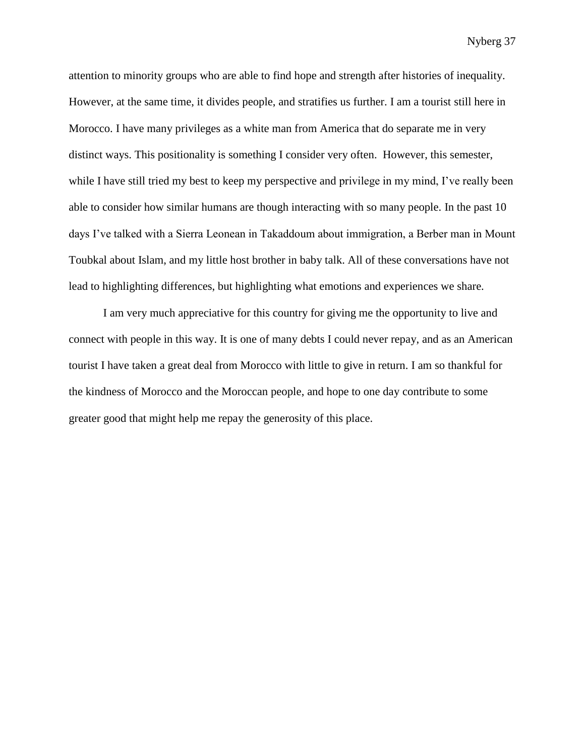attention to minority groups who are able to find hope and strength after histories of inequality. However, at the same time, it divides people, and stratifies us further. I am a tourist still here in Morocco. I have many privileges as a white man from America that do separate me in very distinct ways. This positionality is something I consider very often. However, this semester, while I have still tried my best to keep my perspective and privilege in my mind, I've really been able to consider how similar humans are though interacting with so many people. In the past 10 days I've talked with a Sierra Leonean in Takaddoum about immigration, a Berber man in Mount Toubkal about Islam, and my little host brother in baby talk. All of these conversations have not lead to highlighting differences, but highlighting what emotions and experiences we share.

I am very much appreciative for this country for giving me the opportunity to live and connect with people in this way. It is one of many debts I could never repay, and as an American tourist I have taken a great deal from Morocco with little to give in return. I am so thankful for the kindness of Morocco and the Moroccan people, and hope to one day contribute to some greater good that might help me repay the generosity of this place.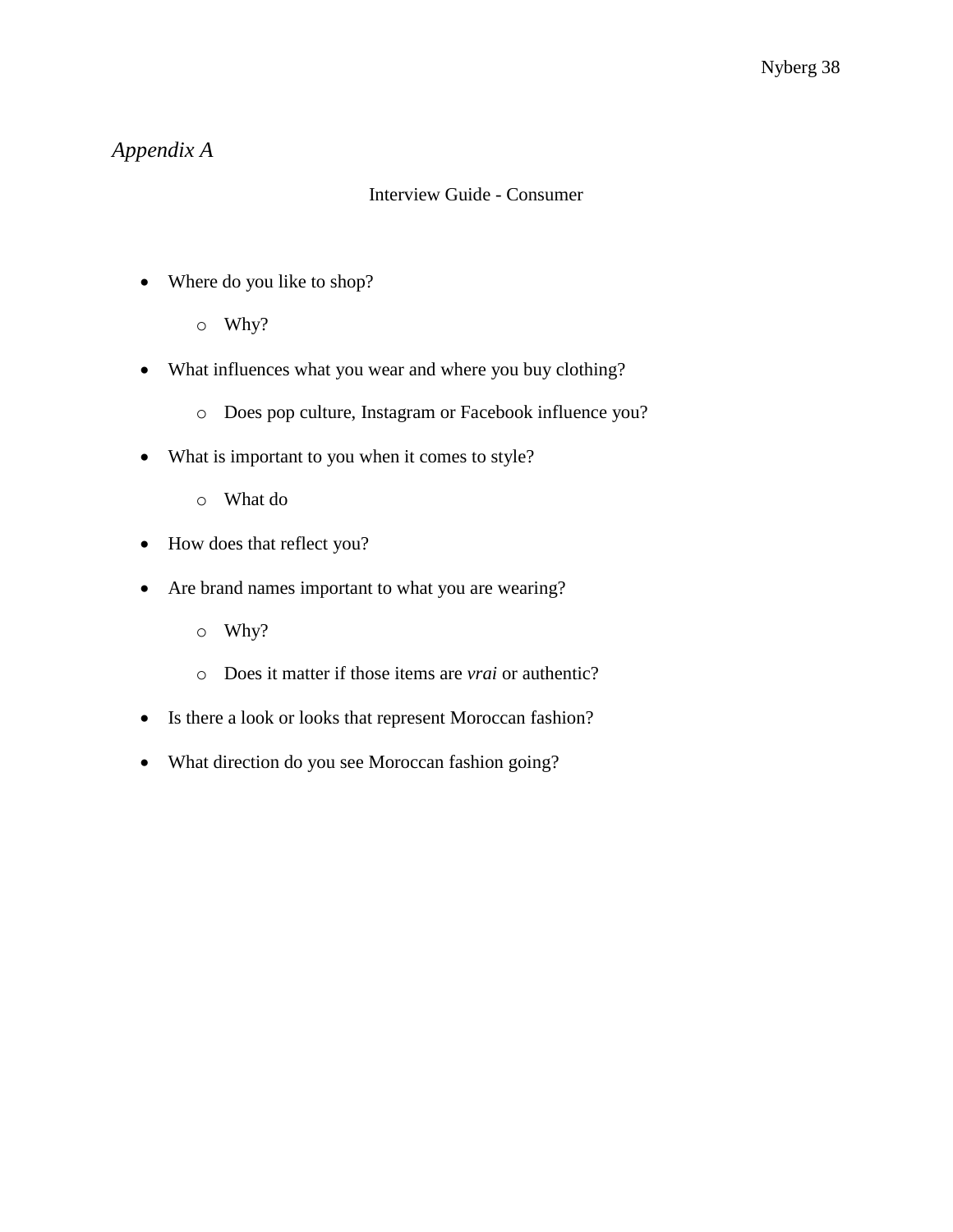*Appendix A*

Interview Guide - Consumer

- Where do you like to shop?
    - Why?
- What influences what you wear and where you buy clothing?
    - Does pop culture, Instagram or Facebook influence you?
- What is important to you when it comes to style?
    - What do
- How does that reflect you?
- Are brand names important to what you are wearing?
    - Why?
    - Does it matter if those items are *vrai* or authentic?
- Is there a look or looks that represent Moroccan fashion?
- What direction do you see Moroccan fashion going?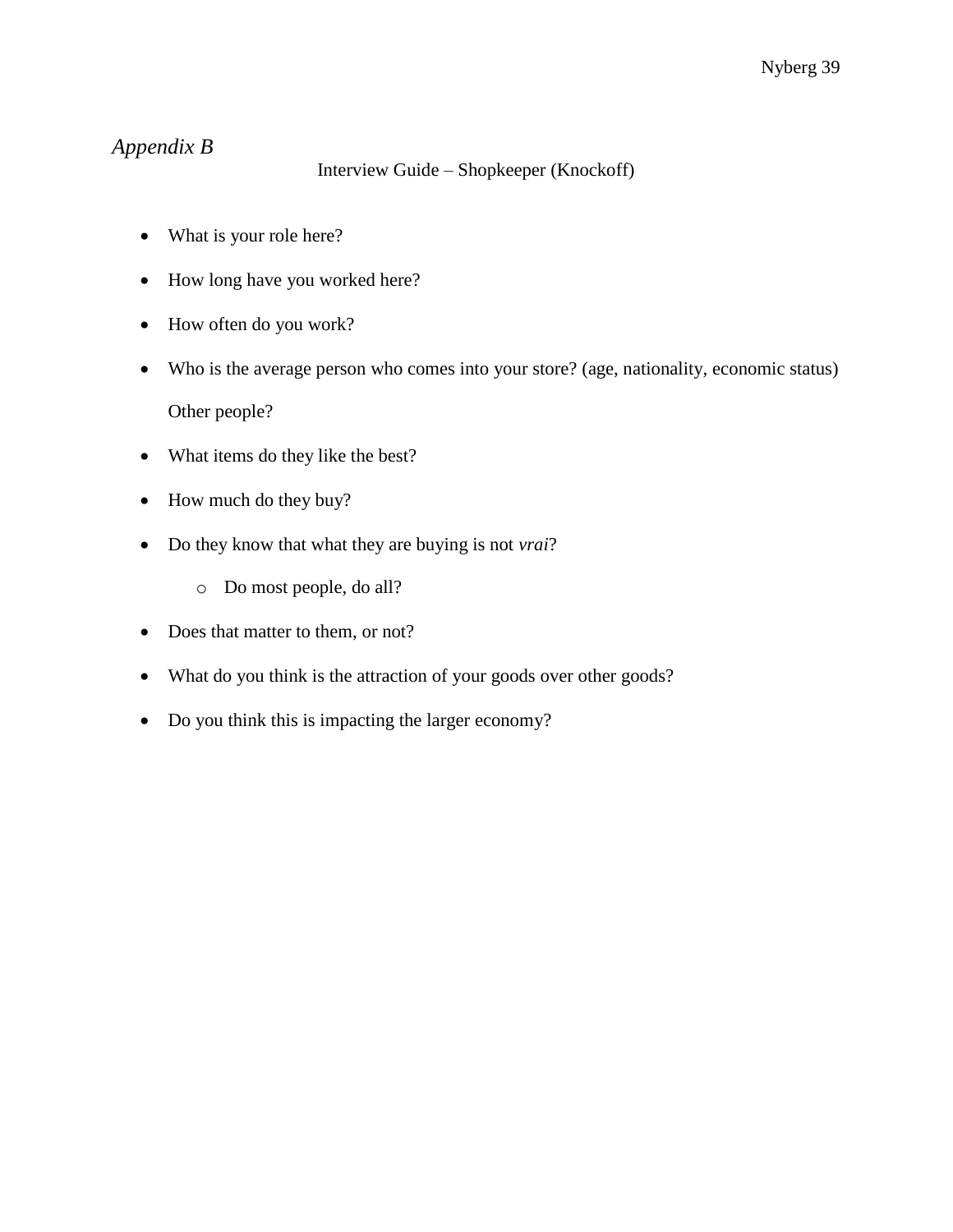*Appendix B*

Interview Guide – Shopkeeper (Knockoff)

- What is your role here?
- How long have you worked here?
- How often do you work?
- Who is the average person who comes into your store? (age, nationality, economic status) Other people?
- What items do they like the best?
- How much do they buy?
- Do they know that what they are buying is not *vrai*?
    - Do most people, do all?
- Does that matter to them, or not?
- What do you think is the attraction of your goods over other goods?
- Do you think this is impacting the larger economy?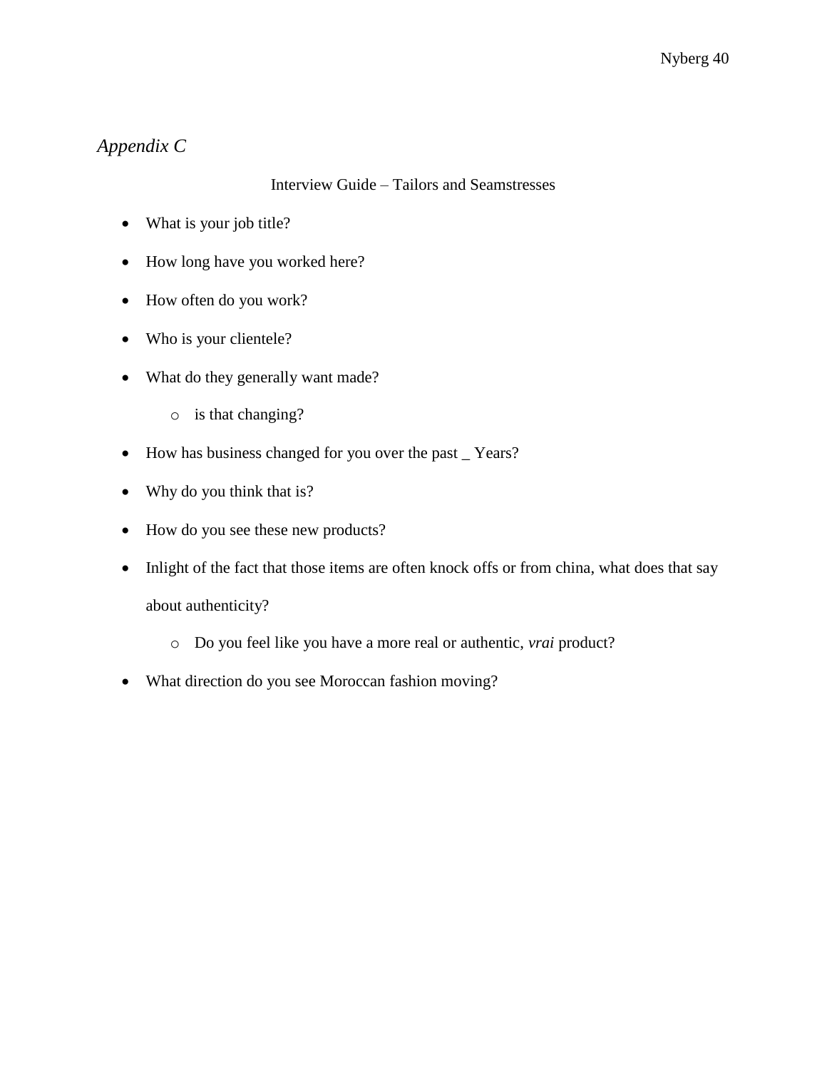## *Appendix C*

Interview Guide – Tailors and Seamstresses

- What is your job title?
- How long have you worked here?
- How often do you work?
- Who is your clientele?
- What do they generally want made?
    - is that changing?
- How has business changed for you over the past _ Years?
- Why do you think that is?
- How do you see these new products?
- Inlight of the fact that those items are often knock offs or from china, what does that say about authenticity?
    - Do you feel like you have a more real or authentic, *vrai* product?
- What direction do you see Moroccan fashion moving?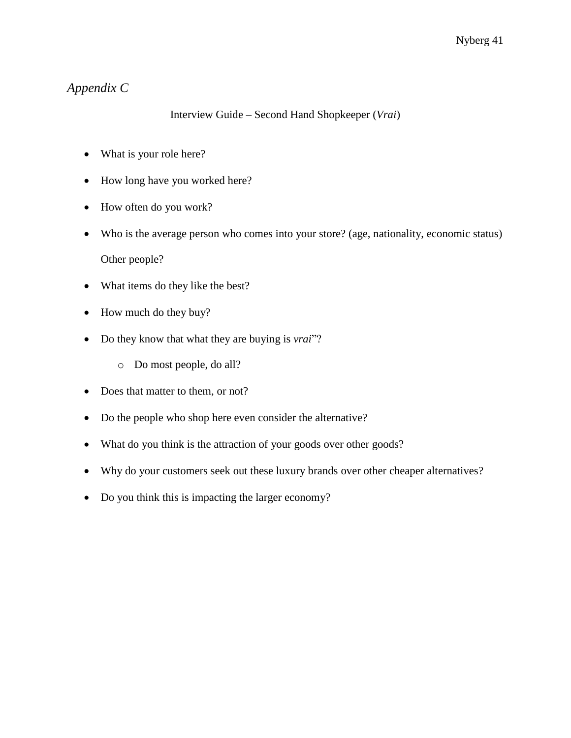## *Appendix C*

Interview Guide – Second Hand Shopkeeper (*Vrai*)

- What is your role here?
- How long have you worked here?
- How often do you work?
- Who is the average person who comes into your store? (age, nationality, economic status) Other people?
- What items do they like the best?
- How much do they buy?
- Do they know that what they are buying is *vrai*"?
  - Do most people, do all?
- Does that matter to them, or not?
- Do the people who shop here even consider the alternative?
- What do you think is the attraction of your goods over other goods?
- Why do your customers seek out these luxury brands over other cheaper alternatives?
- Do you think this is impacting the larger economy?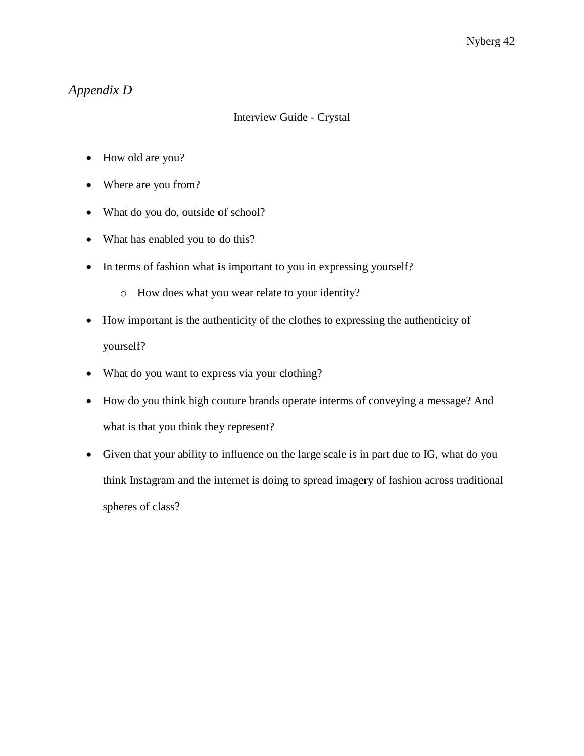*Appendix D*

Interview Guide - Crystal

- How old are you?
- Where are you from?
- What do you do, outside of school?
- What has enabled you to do this?
- In terms of fashion what is important to you in expressing yourself?
    - How does what you wear relate to your identity?
- How important is the authenticity of the clothes to expressing the authenticity of yourself?
- What do you want to express via your clothing?
- How do you think high couture brands operate interms of conveying a message? And what is that you think they represent?
- Given that your ability to influence on the large scale is in part due to IG, what do you think Instagram and the internet is doing to spread imagery of fashion across traditional spheres of class?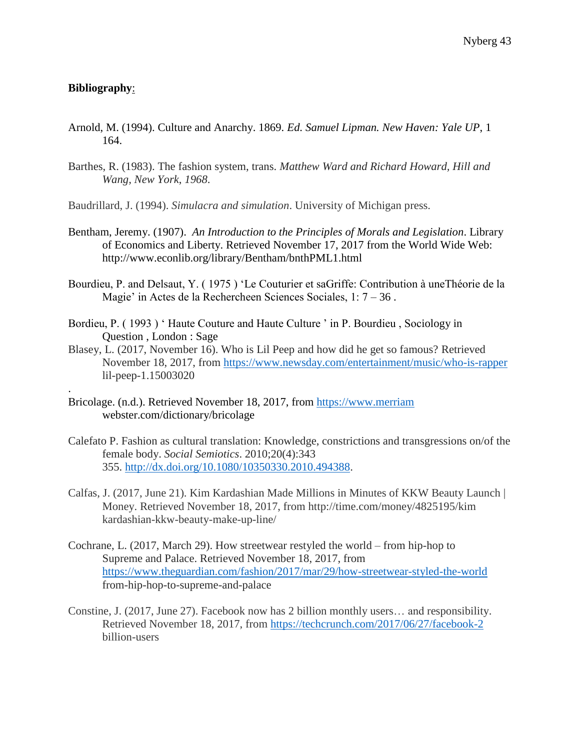**Bibliography**:

Arnold, M. (1994). Culture and Anarchy. 1869. *Ed. Samuel Lipman. New Haven: Yale UP*, 1 164.

Barthes, R. (1983). The fashion system, trans. *Matthew Ward and Richard Howard, Hill and Wang, New York, 1968*.

Baudrillard, J. (1994). *Simulacra and simulation*. University of Michigan press.

Bentham, Jeremy. (1907). *An Introduction to the Principles of Morals and Legislation*. Library of Economics and Liberty. Retrieved November 17, 2017 from the World Wide Web: http://www.econlib.org/library/Bentham/bnthPML1.html

Bourdieu, P. and Delsaut, Y. ( 1975 ) 'Le Couturier et saGriffe: Contribution à uneThéorie de la Magie' in Actes de la Rechercheen Sciences Sociales, 1: 7 – 36 .

Bordieu, P. ( 1993 ) ' Haute Couture and Haute Culture ' in P. Bourdieu , Sociology in Question , London : Sage

Blasey, L. (2017, November 16). Who is Lil Peep and how did he get so famous? Retrieved November 18, 2017, from https://www.newsday.com/entertainment/music/who-is-rapper lil-peep-1.15003020

.

Bricolage. (n.d.). Retrieved November 18, 2017, from https://www.merriam webster.com/dictionary/bricolage

Calefato P. Fashion as cultural translation: Knowledge, constrictions and transgressions on/of the female body. *Social Semiotics*. 2010;20(4):343 355. http://dx.doi.org/10.1080/10350330.2010.494388.

Calfas, J. (2017, June 21). Kim Kardashian Made Millions in Minutes of KKW Beauty Launch | Money. Retrieved November 18, 2017, from http://time.com/money/4825195/kim kardashian-kkw-beauty-make-up-line/

Cochrane, L. (2017, March 29). How streetwear restyled the world – from hip-hop to Supreme and Palace. Retrieved November 18, 2017, from https://www.theguardian.com/fashion/2017/mar/29/how-streetwear-styled-the-world from-hip-hop-to-supreme-and-palace

Constine, J. (2017, June 27). Facebook now has 2 billion monthly users… and responsibility. Retrieved November 18, 2017, from https://techcrunch.com/2017/06/27/facebook-2 billion-users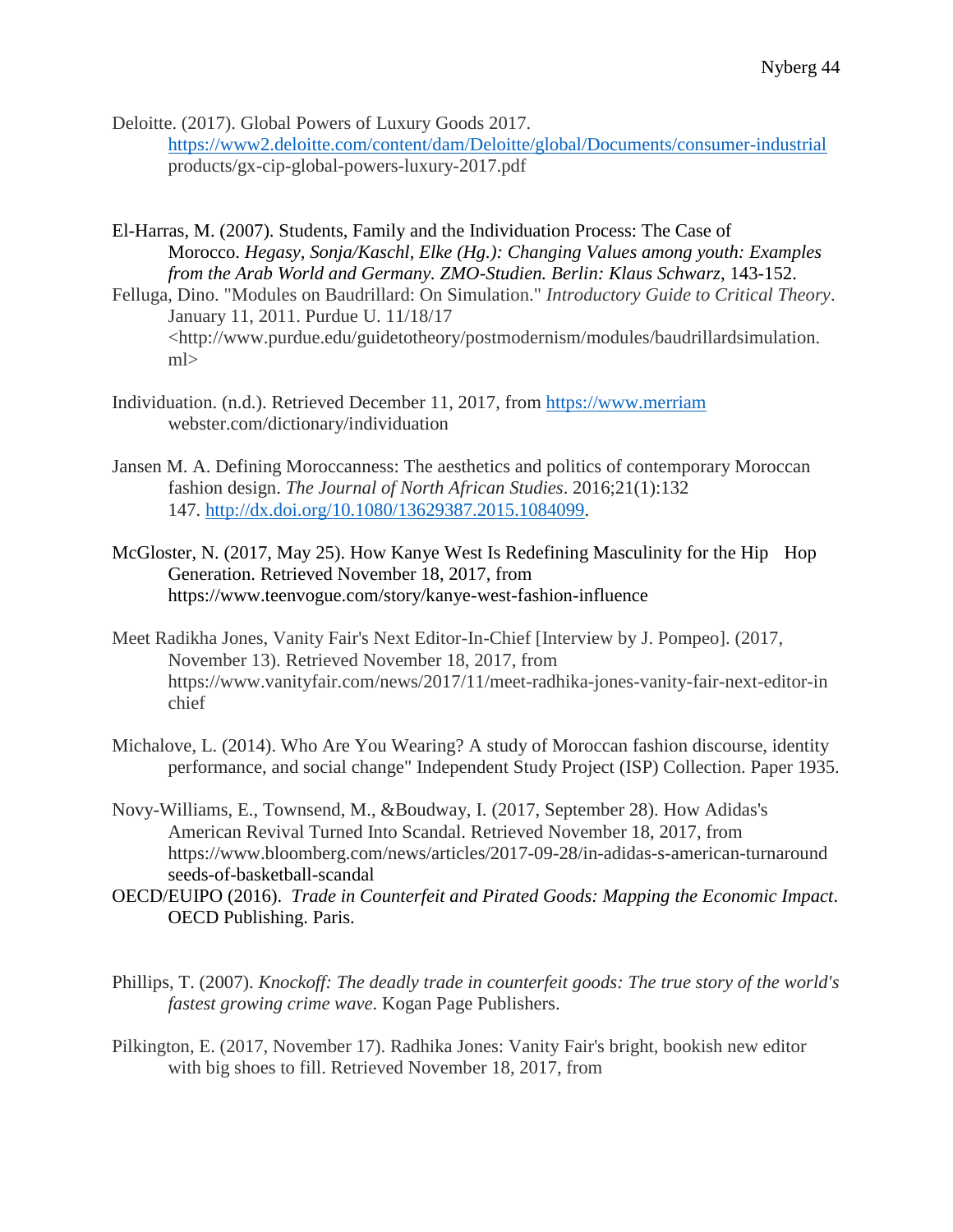Deloitte. (2017). Global Powers of Luxury Goods 2017. https://www2.deloitte.com/content/dam/Deloitte/global/Documents/consumer-industrial products/gx-cip-global-powers-luxury-2017.pdf

El-Harras, M. (2007). Students, Family and the Individuation Process: The Case of Morocco. *Hegasy, Sonja/Kaschl, Elke (Hg.): Changing Values among youth: Examples from the Arab World and Germany. ZMO-Studien. Berlin: Klaus Schwarz*, 143-152.

Felluga, Dino. "Modules on Baudrillard: On Simulation." *Introductory Guide to Critical Theory*. January 11, 2011. Purdue U. 11/18/17 <http://www.purdue.edu/guidetotheory/postmodernism/modules/baudrillardsimulation.ml>

Individuation. (n.d.). Retrieved December 11, 2017, from https://www.merriam webster.com/dictionary/individuation

Jansen M. A. Defining Moroccanness: The aesthetics and politics of contemporary Moroccan fashion design. *The Journal of North African Studies*. 2016;21(1):132 147. http://dx.doi.org/10.1080/13629387.2015.1084099.

McGloster, N. (2017, May 25). How Kanye West Is Redefining Masculinity for the Hip Hop Generation. Retrieved November 18, 2017, from https://www.teenvogue.com/story/kanye-west-fashion-influence

Meet Radikha Jones, Vanity Fair's Next Editor-In-Chief [Interview by J. Pompeo]. (2017, November 13). Retrieved November 18, 2017, from https://www.vanityfair.com/news/2017/11/meet-radhika-jones-vanity-fair-next-editor-in chief

Michalove, L. (2014). Who Are You Wearing? A study of Moroccan fashion discourse, identity performance, and social change" Independent Study Project (ISP) Collection. Paper 1935.

Novy-Williams, E., Townsend, M., &Boudway, I. (2017, September 28). How Adidas's American Revival Turned Into Scandal. Retrieved November 18, 2017, from https://www.bloomberg.com/news/articles/2017-09-28/in-adidas-s-american-turnaround seeds-of-basketball-scandal

OECD/EUIPO (2016). *Trade in Counterfeit and Pirated Goods: Mapping the Economic Impact*. OECD Publishing. Paris.

Phillips, T. (2007). *Knockoff: The deadly trade in counterfeit goods: The true story of the world's fastest growing crime wave*. Kogan Page Publishers.

Pilkington, E. (2017, November 17). Radhika Jones: Vanity Fair's bright, bookish new editor with big shoes to fill. Retrieved November 18, 2017, from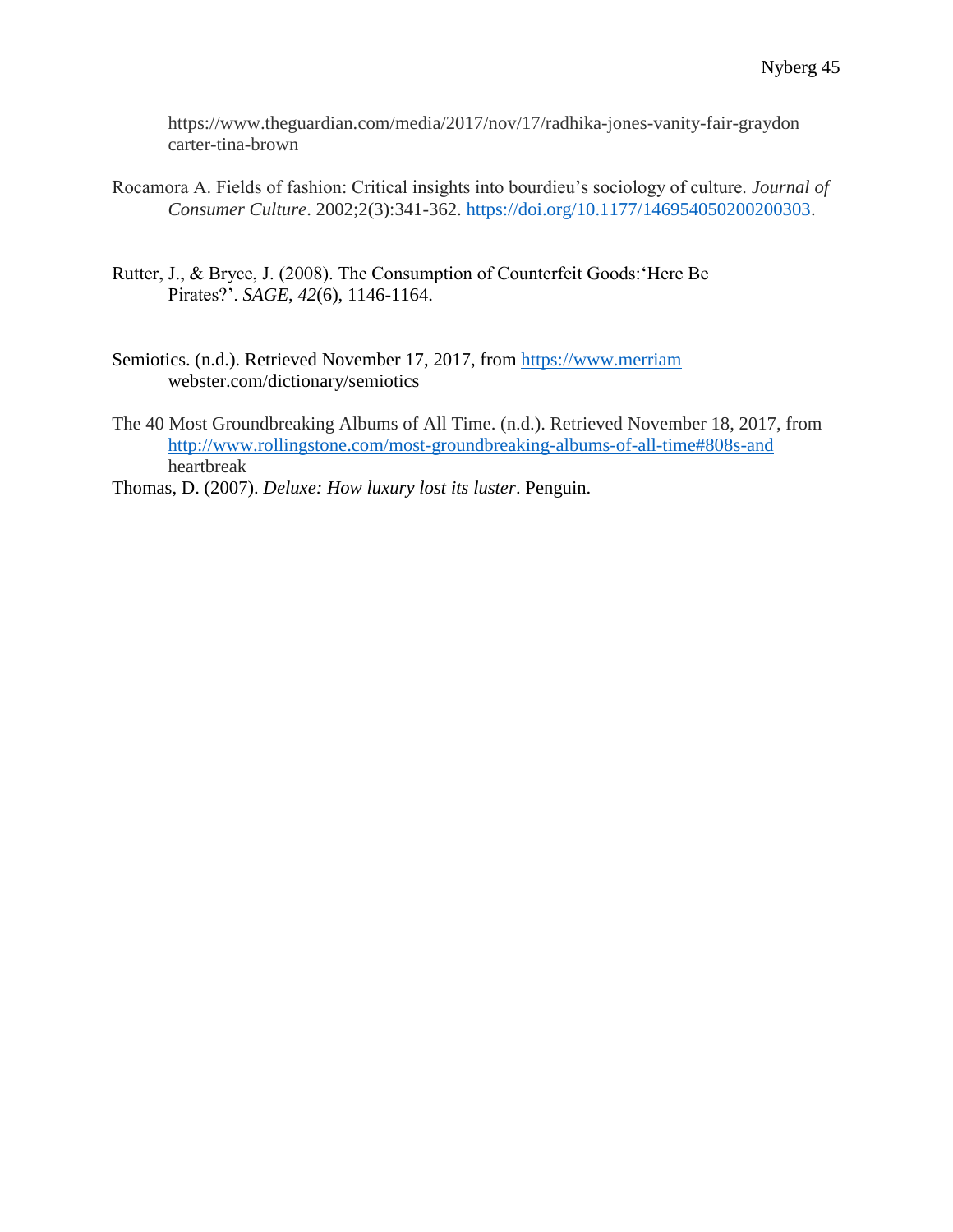https://www.theguardian.com/media/2017/nov/17/radhika-jones-vanity-fair-graydon carter-tina-brown

Rocamora A. Fields of fashion: Critical insights into bourdieu's sociology of culture. *Journal of Consumer Culture*. 2002;2(3):341-362. https://doi.org/10.1177/146954050200200303.

Rutter, J., & Bryce, J. (2008). The Consumption of Counterfeit Goods:'Here Be Pirates?'. *SAGE*, *42*(6), 1146-1164.

Semiotics. (n.d.). Retrieved November 17, 2017, from https://www.merriam webster.com/dictionary/semiotics

The 40 Most Groundbreaking Albums of All Time. (n.d.). Retrieved November 18, 2017, from http://www.rollingstone.com/most-groundbreaking-albums-of-all-time#808s-and heartbreak

Thomas, D. (2007). *Deluxe: How luxury lost its luster*. Penguin.